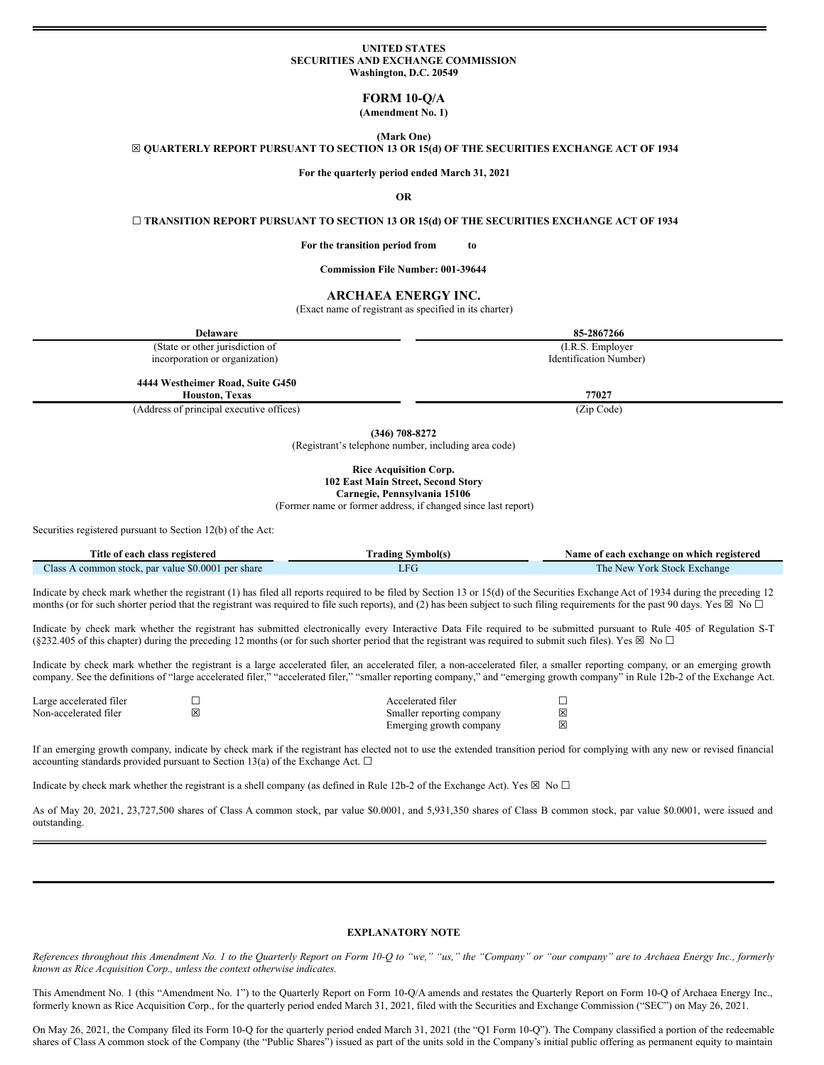**UNITED STATES**
**SECURITIES AND EXCHANGE COMMISSION**
**Washington, D.C. 20549**

# FORM 10-Q/A

**(Amendment No. 1)**

**(Mark One)**

**☒ QUARTERLY REPORT PURSUANT TO SECTION 13 OR 15(d) OF THE SECURITIES EXCHANGE ACT OF 1934**

**For the quarterly period ended March 31, 2021**

**OR**

**☐ TRANSITION REPORT PURSUANT TO SECTION 13 OR 15(d) OF THE SECURITIES EXCHANGE ACT OF 1934**

**For the transition period from to**

**Commission File Number: 001-39644**

## ARCHAEA ENERGY INC.

(Exact name of registrant as specified in its charter)

| **Delaware** | **85-2867266** |
|---|---|
| (State or other jurisdiction of incorporation or organization) | (I.R.S. Employer Identification Number) |
| **4444 Westheimer Road, Suite G450 Houston, Texas** | **77027** |
| (Address of principal executive offices) | (Zip Code) |

**(346) 708-8272**
(Registrant's telephone number, including area code)

**Rice Acquisition Corp.**
**102 East Main Street, Second Story**
**Carnegie, Pennsylvania 15106**
(Former name or former address, if changed since last report)

Securities registered pursuant to Section 12(b) of the Act:

| Title of each class registered | Trading Symbol(s) | Name of each exchange on which registered |
|---|---|---|
| Class A common stock, par value $0.0001 per share | LFG | The New York Stock Exchange |

Indicate by check mark whether the registrant (1) has filed all reports required to be filed by Section 13 or 15(d) of the Securities Exchange Act of 1934 during the preceding 12 months (or for such shorter period that the registrant was required to file such reports), and (2) has been subject to such filing requirements for the past 90 days. Yes ☒ No ☐

Indicate by check mark whether the registrant has submitted electronically every Interactive Data File required to be submitted pursuant to Rule 405 of Regulation S-T (§232.405 of this chapter) during the preceding 12 months (or for such shorter period that the registrant was required to submit such files). Yes ☒ No ☐

Indicate by check mark whether the registrant is a large accelerated filer, an accelerated filer, a non-accelerated filer, a smaller reporting company, or an emerging growth company. See the definitions of "large accelerated filer," "accelerated filer," "smaller reporting company," and "emerging growth company" in Rule 12b-2 of the Exchange Act.

| | | | |
|---|---|---|---|
| Large accelerated filer | ☐ | Accelerated filer | ☐ |
| Non-accelerated filer | ☒ | Smaller reporting company | ☒ |
| | | Emerging growth company | ☒ |

If an emerging growth company, indicate by check mark if the registrant has elected not to use the extended transition period for complying with any new or revised financial accounting standards provided pursuant to Section 13(a) of the Exchange Act. ☐

Indicate by check mark whether the registrant is a shell company (as defined in Rule 12b-2 of the Exchange Act). Yes ☒ No ☐

As of May 20, 2021, 23,727,500 shares of Class A common stock, par value $0.0001, and 5,931,350 shares of Class B common stock, par value $0.0001, were issued and outstanding.

## EXPLANATORY NOTE

*References throughout this Amendment No. 1 to the Quarterly Report on Form 10-Q to "we," "us," the "Company" or "our company" are to Archaea Energy Inc., formerly known as Rice Acquisition Corp., unless the context otherwise indicates.*

This Amendment No. 1 (this "Amendment No. 1") to the Quarterly Report on Form 10-Q/A amends and restates the Quarterly Report on Form 10-Q of Archaea Energy Inc., formerly known as Rice Acquisition Corp., for the quarterly period ended March 31, 2021, filed with the Securities and Exchange Commission ("SEC") on May 26, 2021.

On May 26, 2021, the Company filed its Form 10-Q for the quarterly period ended March 31, 2021 (the "Q1 Form 10-Q"). The Company classified a portion of the redeemable shares of Class A common stock of the Company (the "Public Shares") issued as part of the units sold in the Company's initial public offering as permanent equity to maintain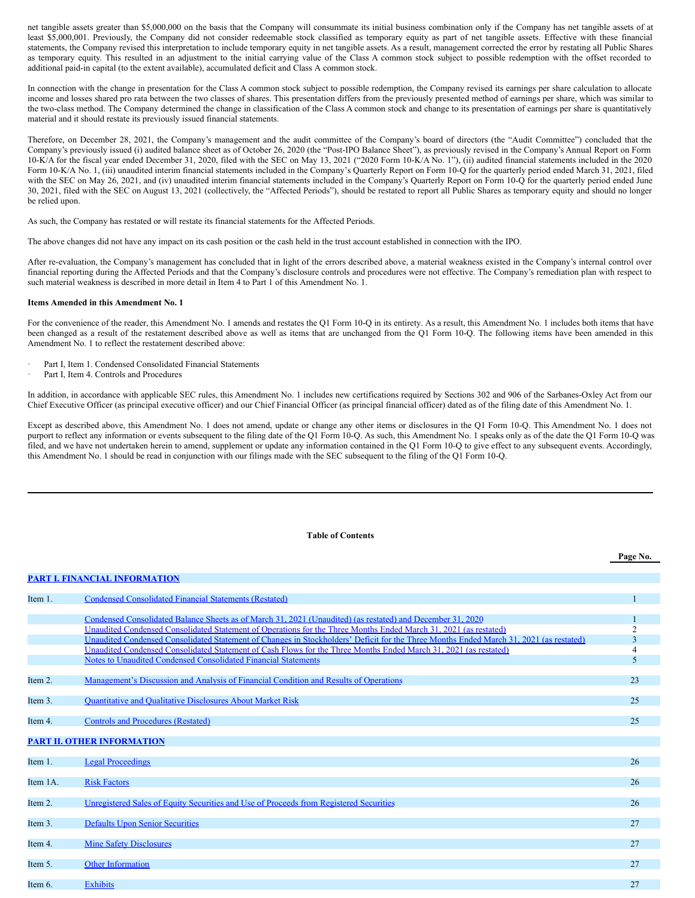net tangible assets greater than $5,000,000 on the basis that the Company will consummate its initial business combination only if the Company has net tangible assets of at least $5,000,001. Previously, the Company did not consider redeemable stock classified as temporary equity as part of net tangible assets. Effective with these financial statements, the Company revised this interpretation to include temporary equity in net tangible assets. As a result, management corrected the error by restating all Public Shares as temporary equity. This resulted in an adjustment to the initial carrying value of the Class A common stock subject to possible redemption with the offset recorded to additional paid-in capital (to the extent available), accumulated deficit and Class A common stock.

In connection with the change in presentation for the Class A common stock subject to possible redemption, the Company revised its earnings per share calculation to allocate income and losses shared pro rata between the two classes of shares. This presentation differs from the previously presented method of earnings per share, which was similar to the two-class method. The Company determined the change in classification of the Class A common stock and change to its presentation of earnings per share is quantitatively material and it should restate its previously issued financial statements.

Therefore, on December 28, 2021, the Company's management and the audit committee of the Company's board of directors (the "Audit Committee") concluded that the Company's previously issued (i) audited balance sheet as of October 26, 2020 (the "Post-IPO Balance Sheet"), as previously revised in the Company's Annual Report on Form 10-K/A for the fiscal year ended December 31, 2020, filed with the SEC on May 13, 2021 ("2020 Form 10-K/A No. 1"), (ii) audited financial statements included in the 2020 Form 10-K/A No. 1, (iii) unaudited interim financial statements included in the Company's Quarterly Report on Form 10-Q for the quarterly period ended March 31, 2021, filed with the SEC on May 26, 2021, and (iv) unaudited interim financial statements included in the Company's Quarterly Report on Form 10-Q for the quarterly period ended June 30, 2021, filed with the SEC on August 13, 2021 (collectively, the "Affected Periods"), should be restated to report all Public Shares as temporary equity and should no longer be relied upon.

As such, the Company has restated or will restate its financial statements for the Affected Periods.

The above changes did not have any impact on its cash position or the cash held in the trust account established in connection with the IPO.

After re-evaluation, the Company's management has concluded that in light of the errors described above, a material weakness existed in the Company's internal control over financial reporting during the Affected Periods and that the Company's disclosure controls and procedures were not effective. The Company's remediation plan with respect to such material weakness is described in more detail in Item 4 to Part 1 of this Amendment No. 1.

**Items Amended in this Amendment No. 1**

For the convenience of the reader, this Amendment No. 1 amends and restates the Q1 Form 10-Q in its entirety. As a result, this Amendment No. 1 includes both items that have been changed as a result of the restatement described above as well as items that are unchanged from the Q1 Form 10-Q. The following items have been amended in this Amendment No. 1 to reflect the restatement described above:

- Part I, Item 1. Condensed Consolidated Financial Statements
- Part I, Item 4. Controls and Procedures

In addition, in accordance with applicable SEC rules, this Amendment No. 1 includes new certifications required by Sections 302 and 906 of the Sarbanes-Oxley Act from our Chief Executive Officer (as principal executive officer) and our Chief Financial Officer (as principal financial officer) dated as of the filing date of this Amendment No. 1.

Except as described above, this Amendment No. 1 does not amend, update or change any other items or disclosures in the Q1 Form 10-Q. This Amendment No. 1 does not purport to reflect any information or events subsequent to the filing date of the Q1 Form 10-Q. As such, this Amendment No. 1 speaks only as of the date the Q1 Form 10-Q was filed, and we have not undertaken herein to amend, supplement or update any information contained in the Q1 Form 10-Q to give effect to any subsequent events. Accordingly, this Amendment No. 1 should be read in conjunction with our filings made with the SEC subsequent to the filing of the Q1 Form 10-Q.

**Table of Contents**

| | | Page No. |
|---|---|---|
| **PART I. FINANCIAL INFORMATION** | | |
| Item 1. | Condensed Consolidated Financial Statements (Restated) | 1 |
| | Condensed Consolidated Balance Sheets as of March 31, 2021 (Unaudited) (as restated) and December 31, 2020 | 1 |
| | Unaudited Condensed Consolidated Statement of Operations for the Three Months Ended March 31, 2021 (as restated) | 2 |
| | Unaudited Condensed Consolidated Statement of Changes in Stockholders' Deficit for the Three Months Ended March 31, 2021 (as restated) | 3 |
| | Unaudited Condensed Consolidated Statement of Cash Flows for the Three Months Ended March 31, 2021 (as restated) | 4 |
| | Notes to Unaudited Condensed Consolidated Financial Statements | 5 |
| Item 2. | Management's Discussion and Analysis of Financial Condition and Results of Operations | 23 |
| Item 3. | Quantitative and Qualitative Disclosures About Market Risk | 25 |
| Item 4. | Controls and Procedures (Restated) | 25 |
| **PART II. OTHER INFORMATION** | | |
| Item 1. | Legal Proceedings | 26 |
| Item 1A. | Risk Factors | 26 |
| Item 2. | Unregistered Sales of Equity Securities and Use of Proceeds from Registered Securities | 26 |
| Item 3. | Defaults Upon Senior Securities | 27 |
| Item 4. | Mine Safety Disclosures | 27 |
| Item 5. | Other Information | 27 |
| Item 6. | Exhibits | 27 |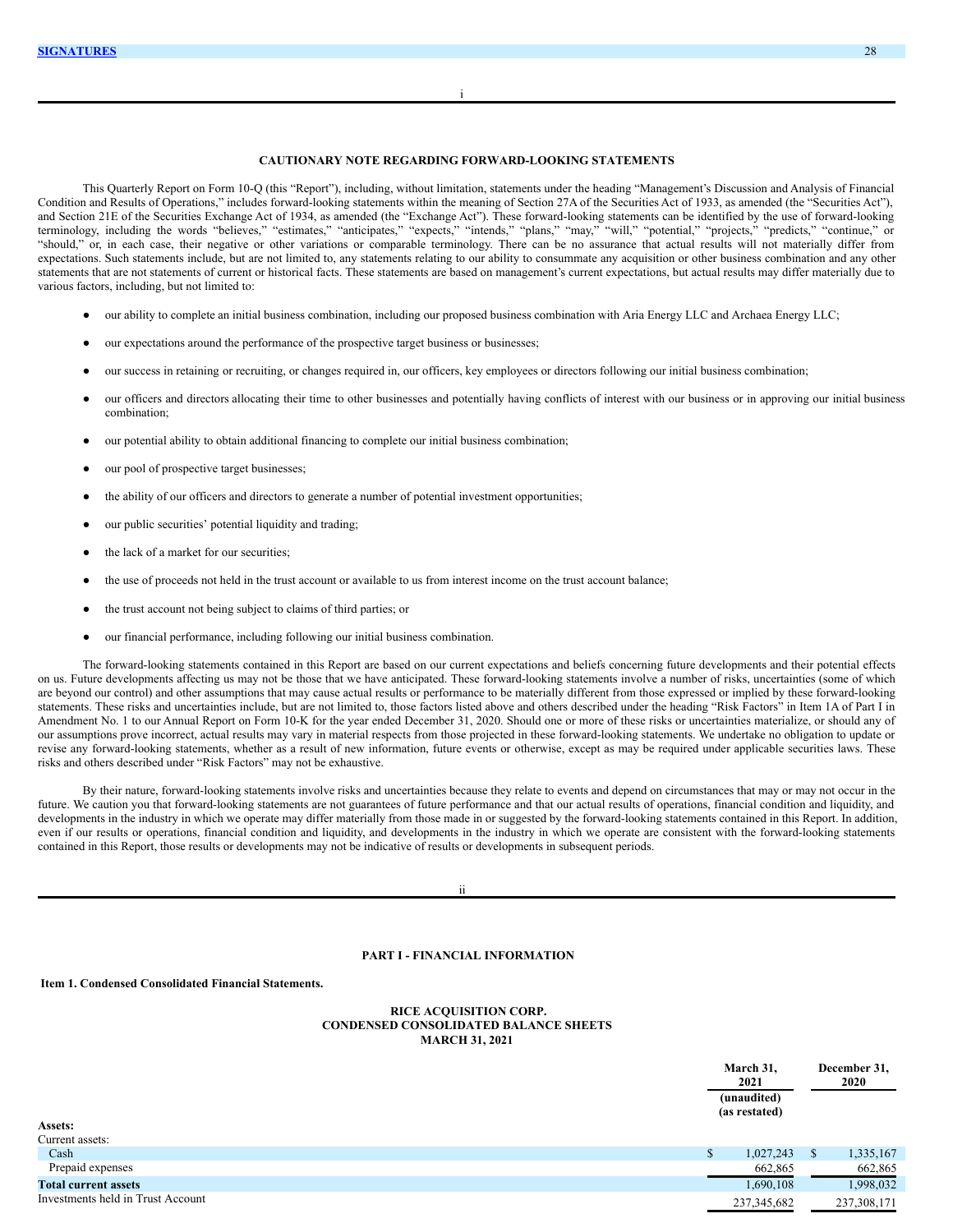SIGNATURES

## CAUTIONARY NOTE REGARDING FORWARD-LOOKING STATEMENTS

This Quarterly Report on Form 10-Q (this "Report"), including, without limitation, statements under the heading "Management's Discussion and Analysis of Financial Condition and Results of Operations," includes forward-looking statements within the meaning of Section 27A of the Securities Act of 1933, as amended (the "Securities Act"), and Section 21E of the Securities Exchange Act of 1934, as amended (the "Exchange Act"). These forward-looking statements can be identified by the use of forward-looking terminology, including the words "believes," "estimates," "anticipates," "expects," "intends," "plans," "may," "will," "potential," "projects," "predicts," "continue," or "should," or, in each case, their negative or other variations or comparable terminology. There can be no assurance that actual results will not materially differ from expectations. Such statements include, but are not limited to, any statements relating to our ability to consummate any acquisition or other business combination and any other statements that are not statements of current or historical facts. These statements are based on management's current expectations, but actual results may differ materially due to various factors, including, but not limited to:

- our ability to complete an initial business combination, including our proposed business combination with Aria Energy LLC and Archaea Energy LLC;
- our expectations around the performance of the prospective target business or businesses;
- our success in retaining or recruiting, or changes required in, our officers, key employees or directors following our initial business combination;
- our officers and directors allocating their time to other businesses and potentially having conflicts of interest with our business or in approving our initial business combination;
- our potential ability to obtain additional financing to complete our initial business combination;
- our pool of prospective target businesses;
- the ability of our officers and directors to generate a number of potential investment opportunities;
- our public securities' potential liquidity and trading;
- the lack of a market for our securities;
- the use of proceeds not held in the trust account or available to us from interest income on the trust account balance;
- the trust account not being subject to claims of third parties; or
- our financial performance, including following our initial business combination.

The forward-looking statements contained in this Report are based on our current expectations and beliefs concerning future developments and their potential effects on us. Future developments affecting us may not be those that we have anticipated. These forward-looking statements involve a number of risks, uncertainties (some of which are beyond our control) and other assumptions that may cause actual results or performance to be materially different from those expressed or implied by these forward-looking statements. These risks and uncertainties include, but are not limited to, those factors listed above and others described under the heading "Risk Factors" in Item 1A of Part I in Amendment No. 1 to our Annual Report on Form 10-K for the year ended December 31, 2020. Should one or more of these risks or uncertainties materialize, or should any of our assumptions prove incorrect, actual results may vary in material respects from those projected in these forward-looking statements. We undertake no obligation to update or revise any forward-looking statements, whether as a result of new information, future events or otherwise, except as may be required under applicable securities laws. These risks and others described under "Risk Factors" may not be exhaustive.

By their nature, forward-looking statements involve risks and uncertainties because they relate to events and depend on circumstances that may or may not occur in the future. We caution you that forward-looking statements are not guarantees of future performance and that our actual results of operations, financial condition and liquidity, and developments in the industry in which we operate may differ materially from those made in or suggested by the forward-looking statements contained in this Report. In addition, even if our results or operations, financial condition and liquidity, and developments in the industry in which we operate are consistent with the forward-looking statements contained in this Report, those results or developments may not be indicative of results or developments in subsequent periods.

## PART I - FINANCIAL INFORMATION

### Item 1. Condensed Consolidated Financial Statements.

**RICE ACQUISITION CORP.**
**CONDENSED CONSOLIDATED BALANCE SHEETS**
**MARCH 31, 2021**

| | March 31, 2021 (unaudited) (as restated) | December 31, 2020 |
|---|---|---|
| **Assets:** | | |
| Current assets: | | |
| Cash | $ 1,027,243 | $ 1,335,167 |
| Prepaid expenses | 662,865 | 662,865 |
| **Total current assets** | 1,690,108 | 1,998,032 |
| Investments held in Trust Account | 237,345,682 | 237,308,171 |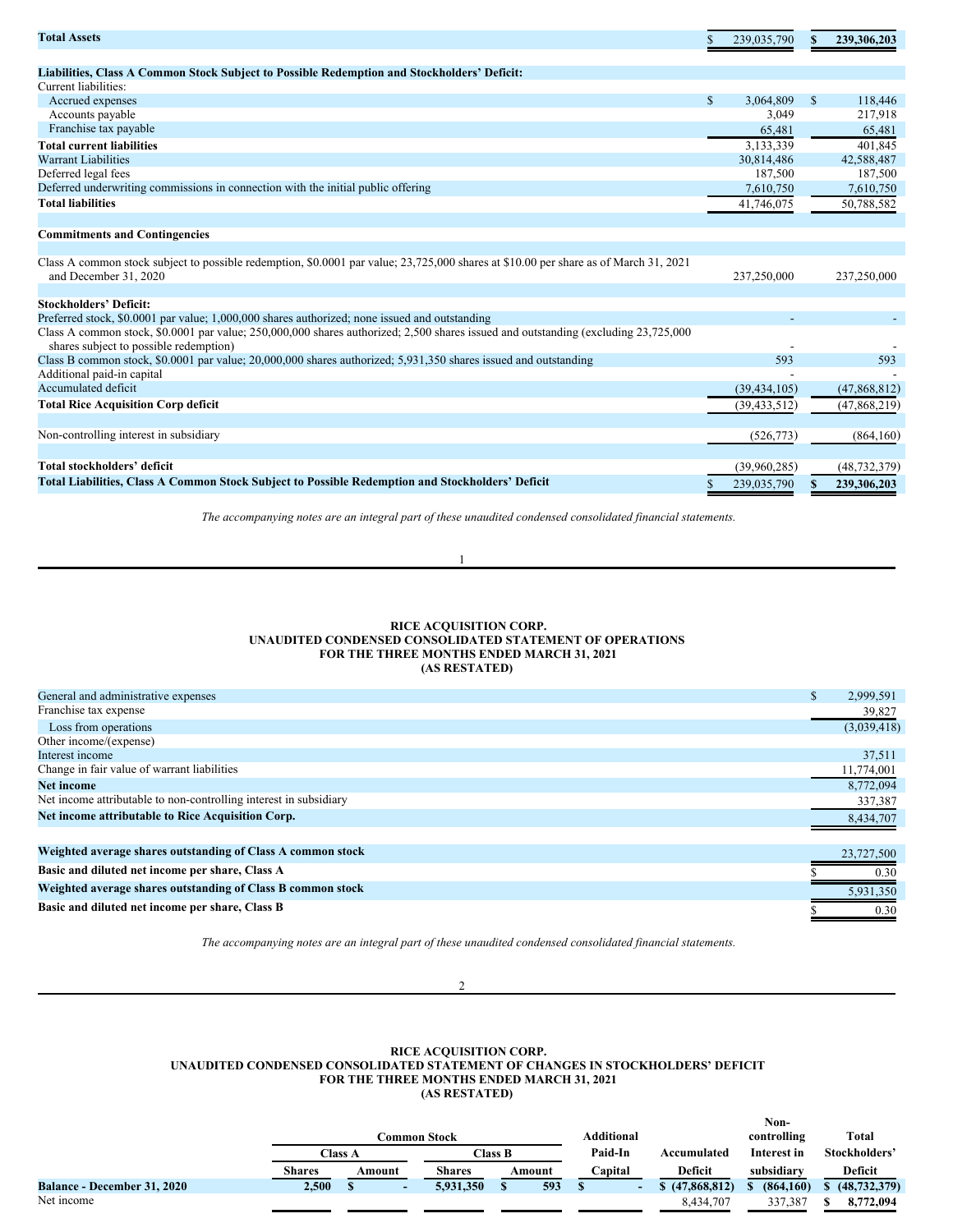| | | |
|---|---|---|
| **Total Assets** | $ 239,035,790 | **$ 239,306,203** |
| | | |
| **Liabilities, Class A Common Stock Subject to Possible Redemption and Stockholders' Deficit:** | | |
| Current liabilities: | | |
| Accrued expenses | $ 3,064,809 | $ 118,446 |
| Accounts payable | 3,049 | 217,918 |
| Franchise tax payable | 65,481 | 65,481 |
| **Total current liabilities** | 3,133,339 | 401,845 |
| Warrant Liabilities | 30,814,486 | 42,588,487 |
| Deferred legal fees | 187,500 | 187,500 |
| Deferred underwriting commissions in connection with the initial public offering | 7,610,750 | 7,610,750 |
| **Total liabilities** | 41,746,075 | 50,788,582 |
| | | |
| **Commitments and Contingencies** | | |
| | | |
| Class A common stock subject to possible redemption, $0.0001 par value; 23,725,000 shares at $10.00 per share as of March 31, 2021 and December 31, 2020 | 237,250,000 | 237,250,000 |
| | | |
| **Stockholders' Deficit:** | | |
| Preferred stock, $0.0001 par value; 1,000,000 shares authorized; none issued and outstanding | - | - |
| Class A common stock, $0.0001 par value; 250,000,000 shares authorized; 2,500 shares issued and outstanding (excluding 23,725,000 shares subject to possible redemption) | - | - |
| Class B common stock, $0.0001 par value; 20,000,000 shares authorized; 5,931,350 shares issued and outstanding | 593 | 593 |
| Additional paid-in capital | - | - |
| Accumulated deficit | (39,434,105) | (47,868,812) |
| **Total Rice Acquisition Corp deficit** | (39,433,512) | (47,868,219) |
| | | |
| Non-controlling interest in subsidiary | (526,773) | (864,160) |
| | | |
| **Total stockholders' deficit** | (39,960,285) | (48,732,379) |
| **Total Liabilities, Class A Common Stock Subject to Possible Redemption and Stockholders' Deficit** | $ 239,035,790 | **$ 239,306,203** |

*The accompanying notes are an integral part of these unaudited condensed consolidated financial statements.*

# RICE ACQUISITION CORP.
## UNAUDITED CONDENSED CONSOLIDATED STATEMENT OF OPERATIONS
## FOR THE THREE MONTHS ENDED MARCH 31, 2021
## (AS RESTATED)

| | |
|---|---|
| General and administrative expenses | $ 2,999,591 |
| Franchise tax expense | 39,827 |
| Loss from operations | (3,039,418) |
| Other income/(expense) | |
| Interest income | 37,511 |
| Change in fair value of warrant liabilities | 11,774,001 |
| **Net income** | 8,772,094 |
| Net income attributable to non-controlling interest in subsidiary | 337,387 |
| **Net income attributable to Rice Acquisition Corp.** | 8,434,707 |
| | |
| **Weighted average shares outstanding of Class A common stock** | 23,727,500 |
| **Basic and diluted net income per share, Class A** | $ 0.30 |
| **Weighted average shares outstanding of Class B common stock** | 5,931,350 |
| **Basic and diluted net income per share, Class B** | $ 0.30 |

*The accompanying notes are an integral part of these unaudited condensed consolidated financial statements.*

# RICE ACQUISITION CORP.
## UNAUDITED CONDENSED CONSOLIDATED STATEMENT OF CHANGES IN STOCKHOLDERS' DEFICIT
## FOR THE THREE MONTHS ENDED MARCH 31, 2021
## (AS RESTATED)

| | Common Stock | | | | Additional | | Non- | Total |
|---|---|---|---|---|---|---|---|---|
| | Class A | | Class B | | Paid-In | Accumulated | controlling Interest in | Stockholders' |
| | Shares | Amount | Shares | Amount | Capital | Deficit | subsidiary | Deficit |
| **Balance - December 31, 2020** | 2,500 | $ - | 5,931,350 | $ 593 | $ - | $ (47,868,812) | $ (864,160) | $ (48,732,379) |
| Net income | | | | | | 8,434,707 | 337,387 | $ 8,772,094 |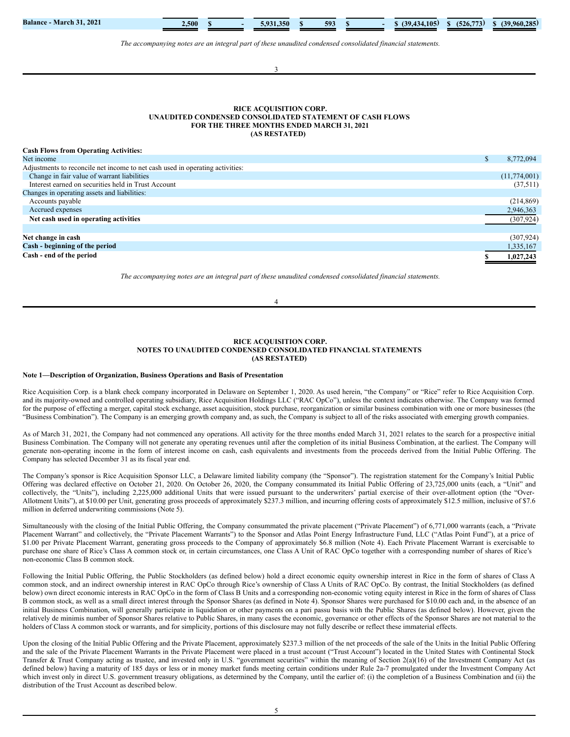| Balance - March 31, 2021 | 2,500 | $ - | 5,931,350 | $ 593 | $ - | $ (39,434,105) | $ (526,773) | $ (39,960,285) |
|---|---|---|---|---|---|---|---|---|

*The accompanying notes are an integral part of these unaudited condensed consolidated financial statements.*

**RICE ACQUISITION CORP.**
**UNAUDITED CONDENSED CONSOLIDATED STATEMENT OF CASH FLOWS**
**FOR THE THREE MONTHS ENDED MARCH 31, 2021**
**(AS RESTATED)**

| | |
|---|---|
| **Cash Flows from Operating Activities:** | |
| Net income | $ 8,772,094 |
| Adjustments to reconcile net income to net cash used in operating activities: | |
| Change in fair value of warrant liabilities | (11,774,001) |
| Interest earned on securities held in Trust Account | (37,511) |
| Changes in operating assets and liabilities: | |
| Accounts payable | (214,869) |
| Accrued expenses | 2,946,363 |
| **Net cash used in operating activities** | (307,924) |
| | |
| **Net change in cash** | (307,924) |
| **Cash - beginning of the period** | 1,335,167 |
| **Cash - end of the period** | **$ 1,027,243** |

*The accompanying notes are an integral part of these unaudited condensed consolidated financial statements.*

**RICE ACQUISITION CORP.**
**NOTES TO UNAUDITED CONDENSED CONSOLIDATED FINANCIAL STATEMENTS**
**(AS RESTATED)**

**Note 1—Description of Organization, Business Operations and Basis of Presentation**

Rice Acquisition Corp. is a blank check company incorporated in Delaware on September 1, 2020. As used herein, "the Company" or "Rice" refer to Rice Acquisition Corp. and its majority-owned and controlled operating subsidiary, Rice Acquisition Holdings LLC ("RAC OpCo"), unless the context indicates otherwise. The Company was formed for the purpose of effecting a merger, capital stock exchange, asset acquisition, stock purchase, reorganization or similar business combination with one or more businesses (the "Business Combination"). The Company is an emerging growth company and, as such, the Company is subject to all of the risks associated with emerging growth companies.

As of March 31, 2021, the Company had not commenced any operations. All activity for the three months ended March 31, 2021 relates to the search for a prospective initial Business Combination. The Company will not generate any operating revenues until after the completion of its initial Business Combination, at the earliest. The Company will generate non-operating income in the form of interest income on cash, cash equivalents and investments from the proceeds derived from the Initial Public Offering. The Company has selected December 31 as its fiscal year end.

The Company's sponsor is Rice Acquisition Sponsor LLC, a Delaware limited liability company (the "Sponsor"). The registration statement for the Company's Initial Public Offering was declared effective on October 21, 2020. On October 26, 2020, the Company consummated its Initial Public Offering of 23,725,000 units (each, a "Unit" and collectively, the "Units"), including 2,225,000 additional Units that were issued pursuant to the underwriters' partial exercise of their over-allotment option (the "Over-Allotment Units"), at $10.00 per Unit, generating gross proceeds of approximately $237.3 million, and incurring offering costs of approximately $12.5 million, inclusive of $7.6 million in deferred underwriting commissions (Note 5).

Simultaneously with the closing of the Initial Public Offering, the Company consummated the private placement ("Private Placement") of 6,771,000 warrants (each, a "Private Placement Warrant" and collectively, the "Private Placement Warrants") to the Sponsor and Atlas Point Energy Infrastructure Fund, LLC ("Atlas Point Fund"), at a price of $1.00 per Private Placement Warrant, generating gross proceeds to the Company of approximately $6.8 million (Note 4). Each Private Placement Warrant is exercisable to purchase one share of Rice's Class A common stock or, in certain circumstances, one Class A Unit of RAC OpCo together with a corresponding number of shares of Rice's non-economic Class B common stock.

Following the Initial Public Offering, the Public Stockholders (as defined below) hold a direct economic equity ownership interest in Rice in the form of shares of Class A common stock, and an indirect ownership interest in RAC OpCo through Rice's ownership of Class A Units of RAC OpCo. By contrast, the Initial Stockholders (as defined below) own direct economic interests in RAC OpCo in the form of Class B Units and a corresponding non-economic voting equity interest in Rice in the form of shares of Class B common stock, as well as a small direct interest through the Sponsor Shares (as defined in Note 4). Sponsor Shares were purchased for $10.00 each and, in the absence of an initial Business Combination, will generally participate in liquidation or other payments on a pari passu basis with the Public Shares (as defined below). However, given the relatively de minimis number of Sponsor Shares relative to Public Shares, in many cases the economic, governance or other effects of the Sponsor Shares are not material to the holders of Class A common stock or warrants, and for simplicity, portions of this disclosure may not fully describe or reflect these immaterial effects.

Upon the closing of the Initial Public Offering and the Private Placement, approximately $237.3 million of the net proceeds of the sale of the Units in the Initial Public Offering and the sale of the Private Placement Warrants in the Private Placement were placed in a trust account ("Trust Account") located in the United States with Continental Stock Transfer & Trust Company acting as trustee, and invested only in U.S. "government securities" within the meaning of Section 2(a)(16) of the Investment Company Act (as defined below) having a maturity of 185 days or less or in money market funds meeting certain conditions under Rule 2a-7 promulgated under the Investment Company Act which invest only in direct U.S. government treasury obligations, as determined by the Company, until the earlier of: (i) the completion of a Business Combination and (ii) the distribution of the Trust Account as described below.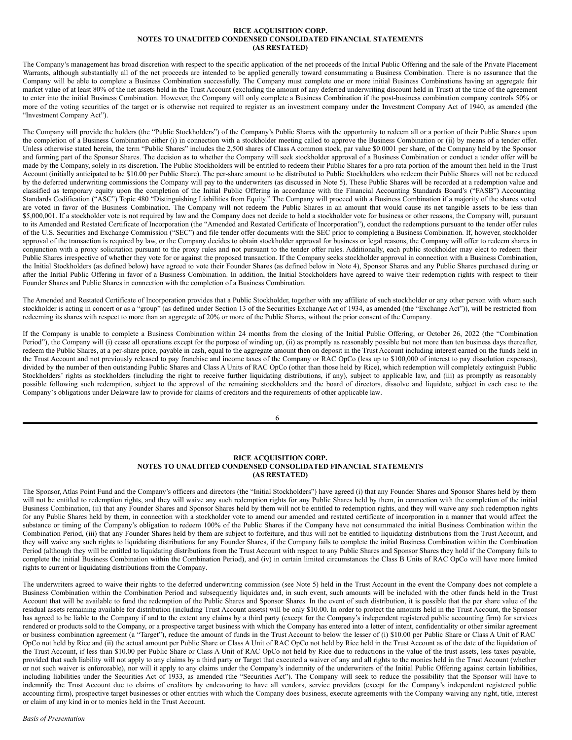The Company's management has broad discretion with respect to the specific application of the net proceeds of the Initial Public Offering and the sale of the Private Placement Warrants, although substantially all of the net proceeds are intended to be applied generally toward consummating a Business Combination. There is no assurance that the Company will be able to complete a Business Combination successfully. The Company must complete one or more initial Business Combinations having an aggregate fair market value of at least 80% of the net assets held in the Trust Account (excluding the amount of any deferred underwriting discount held in Trust) at the time of the agreement to enter into the initial Business Combination. However, the Company will only complete a Business Combination if the post-business combination company controls 50% or more of the voting securities of the target or is otherwise not required to register as an investment company under the Investment Company Act of 1940, as amended (the "Investment Company Act").

The Company will provide the holders (the "Public Stockholders") of the Company's Public Shares with the opportunity to redeem all or a portion of their Public Shares upon the completion of a Business Combination either (i) in connection with a stockholder meeting called to approve the Business Combination or (ii) by means of a tender offer. Unless otherwise stated herein, the term "Public Shares" includes the 2,500 shares of Class A common stock, par value $0.0001 per share, of the Company held by the Sponsor and forming part of the Sponsor Shares. The decision as to whether the Company will seek stockholder approval of a Business Combination or conduct a tender offer will be made by the Company, solely in its discretion. The Public Stockholders will be entitled to redeem their Public Shares for a pro rata portion of the amount then held in the Trust Account (initially anticipated to be $10.00 per Public Share). The per-share amount to be distributed to Public Stockholders who redeem their Public Shares will not be reduced by the deferred underwriting commissions the Company will pay to the underwriters (as discussed in Note 5). These Public Shares will be recorded at a redemption value and classified as temporary equity upon the completion of the Initial Public Offering in accordance with the Financial Accounting Standards Board's ("FASB") Accounting Standards Codification ("ASC") Topic 480 "Distinguishing Liabilities from Equity." The Company will proceed with a Business Combination if a majority of the shares voted are voted in favor of the Business Combination. The Company will not redeem the Public Shares in an amount that would cause its net tangible assets to be less than $5,000,001. If a stockholder vote is not required by law and the Company does not decide to hold a stockholder vote for business or other reasons, the Company will, pursuant to its Amended and Restated Certificate of Incorporation (the "Amended and Restated Certificate of Incorporation"), conduct the redemptions pursuant to the tender offer rules of the U.S. Securities and Exchange Commission ("SEC") and file tender offer documents with the SEC prior to completing a Business Combination. If, however, stockholder approval of the transaction is required by law, or the Company decides to obtain stockholder approval for business or legal reasons, the Company will offer to redeem shares in conjunction with a proxy solicitation pursuant to the proxy rules and not pursuant to the tender offer rules. Additionally, each public stockholder may elect to redeem their Public Shares irrespective of whether they vote for or against the proposed transaction. If the Company seeks stockholder approval in connection with a Business Combination, the Initial Stockholders (as defined below) have agreed to vote their Founder Shares (as defined below in Note 4), Sponsor Shares and any Public Shares purchased during or after the Initial Public Offering in favor of a Business Combination. In addition, the Initial Stockholders have agreed to waive their redemption rights with respect to their Founder Shares and Public Shares in connection with the completion of a Business Combination.

The Amended and Restated Certificate of Incorporation provides that a Public Stockholder, together with any affiliate of such stockholder or any other person with whom such stockholder is acting in concert or as a "group" (as defined under Section 13 of the Securities Exchange Act of 1934, as amended (the "Exchange Act")), will be restricted from redeeming its shares with respect to more than an aggregate of 20% or more of the Public Shares, without the prior consent of the Company.

If the Company is unable to complete a Business Combination within 24 months from the closing of the Initial Public Offering, or October 26, 2022 (the "Combination Period"), the Company will (i) cease all operations except for the purpose of winding up, (ii) as promptly as reasonably possible but not more than ten business days thereafter, redeem the Public Shares, at a per-share price, payable in cash, equal to the aggregate amount then on deposit in the Trust Account including interest earned on the funds held in the Trust Account and not previously released to pay franchise and income taxes of the Company or RAC OpCo (less up to $100,000 of interest to pay dissolution expenses), divided by the number of then outstanding Public Shares and Class A Units of RAC OpCo (other than those held by Rice), which redemption will completely extinguish Public Stockholders' rights as stockholders (including the right to receive further liquidating distributions, if any), subject to applicable law, and (iii) as promptly as reasonably possible following such redemption, subject to the approval of the remaining stockholders and the board of directors, dissolve and liquidate, subject in each case to the Company's obligations under Delaware law to provide for claims of creditors and the requirements of other applicable law.

The Sponsor, Atlas Point Fund and the Company's officers and directors (the "Initial Stockholders") have agreed (i) that any Founder Shares and Sponsor Shares held by them will not be entitled to redemption rights, and they will waive any such redemption rights for any Public Shares held by them, in connection with the completion of the initial Business Combination, (ii) that any Founder Shares and Sponsor Shares held by them will not be entitled to redemption rights, and they will waive any such redemption rights for any Public Shares held by them, in connection with a stockholder vote to amend our amended and restated certificate of incorporation in a manner that would affect the substance or timing of the Company's obligation to redeem 100% of the Public Shares if the Company have not consummated the initial Business Combination within the Combination Period, (iii) that any Founder Shares held by them are subject to forfeiture, and thus will not be entitled to liquidating distributions from the Trust Account, and they will waive any such rights to liquidating distributions for any Founder Shares, if the Company fails to complete the initial Business Combination within the Combination Period (although they will be entitled to liquidating distributions from the Trust Account with respect to any Public Shares and Sponsor Shares they hold if the Company fails to complete the initial Business Combination within the Combination Period), and (iv) in certain limited circumstances the Class B Units of RAC OpCo will have more limited rights to current or liquidating distributions from the Company.

The underwriters agreed to waive their rights to the deferred underwriting commission (see Note 5) held in the Trust Account in the event the Company does not complete a Business Combination within the Combination Period and subsequently liquidates and, in such event, such amounts will be included with the other funds held in the Trust Account that will be available to fund the redemption of the Public Shares and Sponsor Shares. In the event of such distribution, it is possible that the per share value of the residual assets remaining available for distribution (including Trust Account assets) will be only $10.00. In order to protect the amounts held in the Trust Account, the Sponsor has agreed to be liable to the Company if and to the extent any claims by a third party (except for the Company's independent registered public accounting firm) for services rendered or products sold to the Company, or a prospective target business with which the Company has entered into a letter of intent, confidentiality or other similar agreement or business combination agreement (a "Target"), reduce the amount of funds in the Trust Account to below the lesser of (i) $10.00 per Public Share or Class A Unit of RAC OpCo not held by Rice and (ii) the actual amount per Public Share or Class A Unit of RAC OpCo not held by Rice held in the Trust Account as of the date of the liquidation of the Trust Account, if less than $10.00 per Public Share or Class A Unit of RAC OpCo not held by Rice due to reductions in the value of the trust assets, less taxes payable, provided that such liability will not apply to any claims by a third party or Target that executed a waiver of any and all rights to the monies held in the Trust Account (whether or not such waiver is enforceable), nor will it apply to any claims under the Company's indemnity of the underwriters of the Initial Public Offering against certain liabilities, including liabilities under the Securities Act of 1933, as amended (the "Securities Act"). The Company will seek to reduce the possibility that the Sponsor will have to indemnify the Trust Account due to claims of creditors by endeavoring to have all vendors, service providers (except for the Company's independent registered public accounting firm), prospective target businesses or other entities with which the Company does business, execute agreements with the Company waiving any right, title, interest or claim of any kind in or to monies held in the Trust Account.

*Basis of Presentation*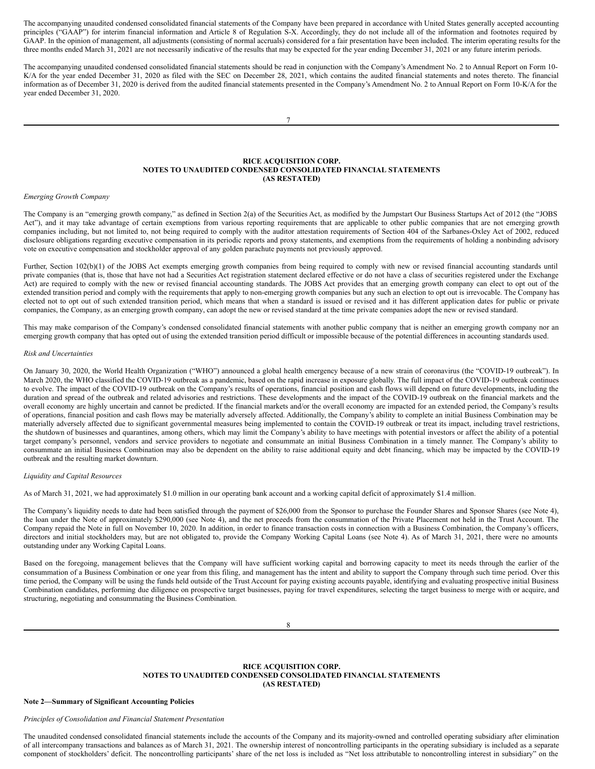The accompanying unaudited condensed consolidated financial statements of the Company have been prepared in accordance with United States generally accepted accounting principles ("GAAP") for interim financial information and Article 8 of Regulation S-X. Accordingly, they do not include all of the information and footnotes required by GAAP. In the opinion of management, all adjustments (consisting of normal accruals) considered for a fair presentation have been included. The interim operating results for the three months ended March 31, 2021 are not necessarily indicative of the results that may be expected for the year ending December 31, 2021 or any future interim periods.

The accompanying unaudited condensed consolidated financial statements should be read in conjunction with the Company's Amendment No. 2 to Annual Report on Form 10-K/A for the year ended December 31, 2020 as filed with the SEC on December 28, 2021, which contains the audited financial statements and notes thereto. The financial information as of December 31, 2020 is derived from the audited financial statements presented in the Company's Amendment No. 2 to Annual Report on Form 10-K/A for the year ended December 31, 2020.

*Emerging Growth Company*

The Company is an "emerging growth company," as defined in Section 2(a) of the Securities Act, as modified by the Jumpstart Our Business Startups Act of 2012 (the "JOBS Act"), and it may take advantage of certain exemptions from various reporting requirements that are applicable to other public companies that are not emerging growth companies including, but not limited to, not being required to comply with the auditor attestation requirements of Section 404 of the Sarbanes-Oxley Act of 2002, reduced disclosure obligations regarding executive compensation in its periodic reports and proxy statements, and exemptions from the requirements of holding a nonbinding advisory vote on executive compensation and stockholder approval of any golden parachute payments not previously approved.

Further, Section 102(b)(1) of the JOBS Act exempts emerging growth companies from being required to comply with new or revised financial accounting standards until private companies (that is, those that have not had a Securities Act registration statement declared effective or do not have a class of securities registered under the Exchange Act) are required to comply with the new or revised financial accounting standards. The JOBS Act provides that an emerging growth company can elect to opt out of the extended transition period and comply with the requirements that apply to non-emerging growth companies but any such an election to opt out is irrevocable. The Company has elected not to opt out of such extended transition period, which means that when a standard is issued or revised and it has different application dates for public or private companies, the Company, as an emerging growth company, can adopt the new or revised standard at the time private companies adopt the new or revised standard.

This may make comparison of the Company's condensed consolidated financial statements with another public company that is neither an emerging growth company nor an emerging growth company that has opted out of using the extended transition period difficult or impossible because of the potential differences in accounting standards used.

*Risk and Uncertainties*

On January 30, 2020, the World Health Organization ("WHO") announced a global health emergency because of a new strain of coronavirus (the "COVID-19 outbreak"). In March 2020, the WHO classified the COVID-19 outbreak as a pandemic, based on the rapid increase in exposure globally. The full impact of the COVID-19 outbreak continues to evolve. The impact of the COVID-19 outbreak on the Company's results of operations, financial position and cash flows will depend on future developments, including the duration and spread of the outbreak and related advisories and restrictions. These developments and the impact of the COVID-19 outbreak on the financial markets and the overall economy are highly uncertain and cannot be predicted. If the financial markets and/or the overall economy are impacted for an extended period, the Company's results of operations, financial position and cash flows may be materially adversely affected. Additionally, the Company's ability to complete an initial Business Combination may be materially adversely affected due to significant governmental measures being implemented to contain the COVID-19 outbreak or treat its impact, including travel restrictions, the shutdown of businesses and quarantines, among others, which may limit the Company's ability to have meetings with potential investors or affect the ability of a potential target company's personnel, vendors and service providers to negotiate and consummate an initial Business Combination in a timely manner. The Company's ability to consummate an initial Business Combination may also be dependent on the ability to raise additional equity and debt financing, which may be impacted by the COVID-19 outbreak and the resulting market downturn.

*Liquidity and Capital Resources*

As of March 31, 2021, we had approximately $1.0 million in our operating bank account and a working capital deficit of approximately $1.4 million.

The Company's liquidity needs to date had been satisfied through the payment of $26,000 from the Sponsor to purchase the Founder Shares and Sponsor Shares (see Note 4), the loan under the Note of approximately $290,000 (see Note 4), and the net proceeds from the consummation of the Private Placement not held in the Trust Account. The Company repaid the Note in full on November 10, 2020. In addition, in order to finance transaction costs in connection with a Business Combination, the Company's officers, directors and initial stockholders may, but are not obligated to, provide the Company Working Capital Loans (see Note 4). As of March 31, 2021, there were no amounts outstanding under any Working Capital Loans.

Based on the foregoing, management believes that the Company will have sufficient working capital and borrowing capacity to meet its needs through the earlier of the consummation of a Business Combination or one year from this filing, and management has the intent and ability to support the Company through such time period. Over this time period, the Company will be using the funds held outside of the Trust Account for paying existing accounts payable, identifying and evaluating prospective initial Business Combination candidates, performing due diligence on prospective target businesses, paying for travel expenditures, selecting the target business to merge with or acquire, and structuring, negotiating and consummating the Business Combination.

## Note 2—Summary of Significant Accounting Policies

*Principles of Consolidation and Financial Statement Presentation*

The unaudited condensed consolidated financial statements include the accounts of the Company and its majority-owned and controlled operating subsidiary after elimination of all intercompany transactions and balances as of March 31, 2021. The ownership interest of noncontrolling participants in the operating subsidiary is included as a separate component of stockholders' deficit. The noncontrolling participants' share of the net loss is included as "Net loss attributable to noncontrolling interest in subsidiary" on the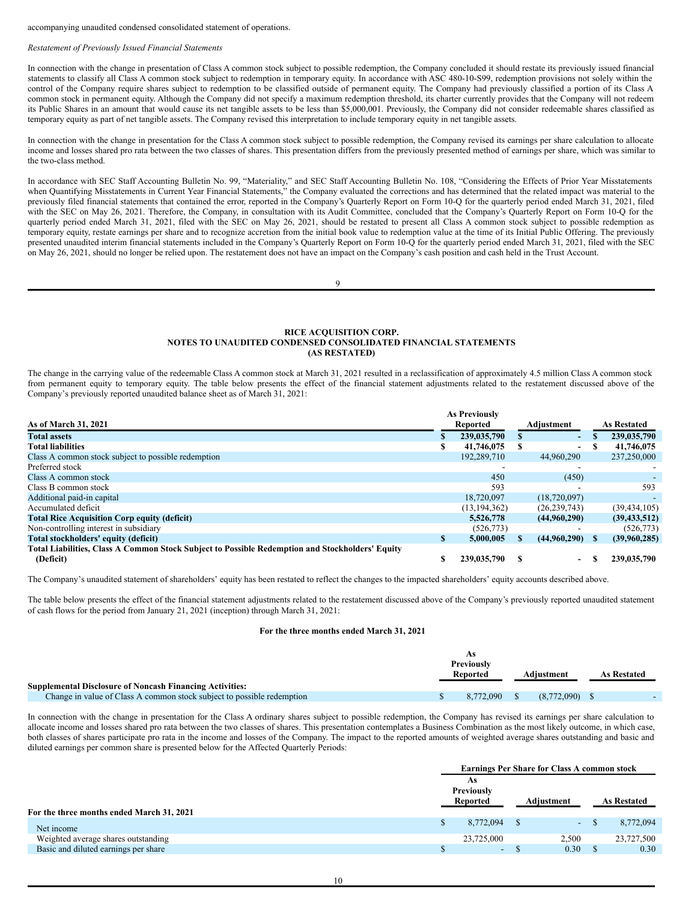accompanying unaudited condensed consolidated statement of operations.

*Restatement of Previously Issued Financial Statements*

In connection with the change in presentation of Class A common stock subject to possible redemption, the Company concluded it should restate its previously issued financial statements to classify all Class A common stock subject to redemption in temporary equity. In accordance with ASC 480-10-S99, redemption provisions not solely within the control of the Company require shares subject to redemption to be classified outside of permanent equity. The Company had previously classified a portion of its Class A common stock in permanent equity. Although the Company did not specify a maximum redemption threshold, its charter currently provides that the Company will not redeem its Public Shares in an amount that would cause its net tangible assets to be less than $5,000,001. Previously, the Company did not consider redeemable shares classified as temporary equity as part of net tangible assets. The Company revised this interpretation to include temporary equity in net tangible assets.

In connection with the change in presentation for the Class A common stock subject to possible redemption, the Company revised its earnings per share calculation to allocate income and losses shared pro rata between the two classes of shares. This presentation differs from the previously presented method of earnings per share, which was similar to the two-class method.

In accordance with SEC Staff Accounting Bulletin No. 99, "Materiality," and SEC Staff Accounting Bulletin No. 108, "Considering the Effects of Prior Year Misstatements when Quantifying Misstatements in Current Year Financial Statements," the Company evaluated the corrections and has determined that the related impact was material to the previously filed financial statements that contained the error, reported in the Company's Quarterly Report on Form 10-Q for the quarterly period ended March 31, 2021, filed with the SEC on May 26, 2021. Therefore, the Company, in consultation with its Audit Committee, concluded that the Company's Quarterly Report on Form 10-Q for the quarterly period ended March 31, 2021, filed with the SEC on May 26, 2021, should be restated to present all Class A common stock subject to possible redemption as temporary equity, restate earnings per share and to recognize accretion from the initial book value to redemption value at the time of its Initial Public Offering. The previously presented unaudited interim financial statements included in the Company's Quarterly Report on Form 10-Q for the quarterly period ended March 31, 2021, filed with the SEC on May 26, 2021, should no longer be relied upon. The restatement does not have an impact on the Company's cash position and cash held in the Trust Account.

**RICE ACQUISITION CORP.**
**NOTES TO UNAUDITED CONDENSED CONSOLIDATED FINANCIAL STATEMENTS**
**(AS RESTATED)**

The change in the carrying value of the redeemable Class A common stock at March 31, 2021 resulted in a reclassification of approximately 4.5 million Class A common stock from permanent equity to temporary equity. The table below presents the effect of the financial statement adjustments related to the restatement discussed above of the Company's previously reported unaudited balance sheet as of March 31, 2021:

| As of March 31, 2021 | As Previously Reported | Adjustment | As Restated |
|---|---|---|---|
| **Total assets** | **$ 239,035,790** | **$ -** | **$ 239,035,790** |
| **Total liabilities** | **$ 41,746,075** | **$ -** | **$ 41,746,075** |
| Class A common stock subject to possible redemption | 192,289,710 | 44,960,290 | 237,250,000 |
| Preferred stock | - | - | - |
| Class A common stock | 450 | (450) | - |
| Class B common stock | 593 | - | 593 |
| Additional paid-in capital | 18,720,097 | (18,720,097) | - |
| Accumulated deficit | (13,194,362) | (26,239,743) | (39,434,105) |
| **Total Rice Acquisition Corp equity (deficit)** | **5,526,778** | **(44,960,290)** | **(39,433,512)** |
| Non-controlling interest in subsidiary | (526,773) | - | (526,773) |
| **Total stockholders' equity (deficit)** | **$ 5,000,005** | **$ (44,960,290)** | **$ (39,960,285)** |
| **Total Liabilities, Class A Common Stock Subject to Possible Redemption and Stockholders' Equity (Deficit)** | **$ 239,035,790** | **$ -** | **$ 239,035,790** |

The Company's unaudited statement of shareholders' equity has been restated to reflect the changes to the impacted shareholders' equity accounts described above.

The table below presents the effect of the financial statement adjustments related to the restatement discussed above of the Company's previously reported unaudited statement of cash flows for the period from January 21, 2021 (inception) through March 31, 2021:

**For the three months ended March 31, 2021**

| | As Previously Reported | Adjustment | As Restated |
|---|---|---|---|
| **Supplemental Disclosure of Noncash Financing Activities:** | | | |
| Change in value of Class A common stock subject to possible redemption | $ 8,772,090 | $ (8,772,090) | $ - |

In connection with the change in presentation for the Class A ordinary shares subject to possible redemption, the Company has revised its earnings per share calculation to allocate income and losses shared pro rata between the two classes of shares. This presentation contemplates a Business Combination as the most likely outcome, in which case, both classes of shares participate pro rata in the income and losses of the Company. The impact to the reported amounts of weighted average shares outstanding and basic and diluted earnings per common share is presented below for the Affected Quarterly Periods:

| | Earnings Per Share for Class A common stock | | |
|---|---|---|---|
| | As Previously Reported | Adjustment | As Restated |
| **For the three months ended March 31, 2021** | | | |
| Net income | $ 8,772,094 | $ - | $ 8,772,094 |
| Weighted average shares outstanding | 23,725,000 | 2,500 | 23,727,500 |
| Basic and diluted earnings per share | $ - | $ 0.30 | $ 0.30 |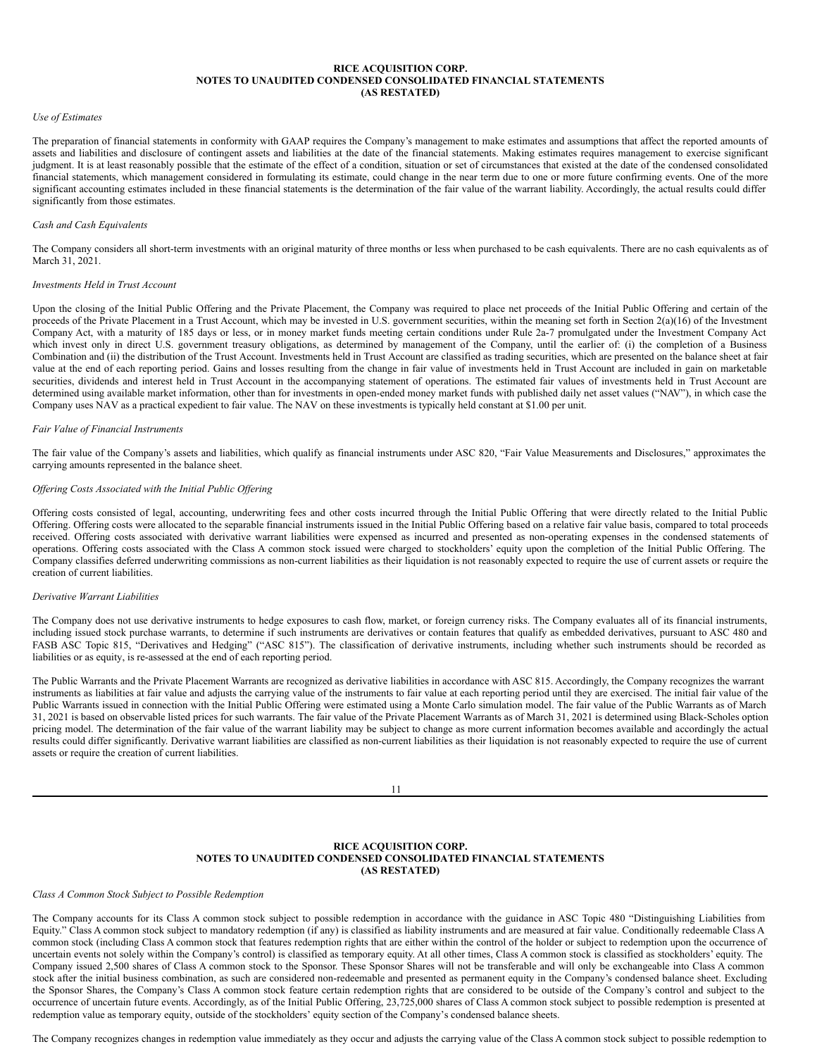*Use of Estimates*

The preparation of financial statements in conformity with GAAP requires the Company's management to make estimates and assumptions that affect the reported amounts of assets and liabilities and disclosure of contingent assets and liabilities at the date of the financial statements. Making estimates requires management to exercise significant judgment. It is at least reasonably possible that the estimate of the effect of a condition, situation or set of circumstances that existed at the date of the condensed consolidated financial statements, which management considered in formulating its estimate, could change in the near term due to one or more future confirming events. One of the more significant accounting estimates included in these financial statements is the determination of the fair value of the warrant liability. Accordingly, the actual results could differ significantly from those estimates.

*Cash and Cash Equivalents*

The Company considers all short-term investments with an original maturity of three months or less when purchased to be cash equivalents. There are no cash equivalents as of March 31, 2021.

*Investments Held in Trust Account*

Upon the closing of the Initial Public Offering and the Private Placement, the Company was required to place net proceeds of the Initial Public Offering and certain of the proceeds of the Private Placement in a Trust Account, which may be invested in U.S. government securities, within the meaning set forth in Section 2(a)(16) of the Investment Company Act, with a maturity of 185 days or less, or in money market funds meeting certain conditions under Rule 2a-7 promulgated under the Investment Company Act which invest only in direct U.S. government treasury obligations, as determined by management of the Company, until the earlier of: (i) the completion of a Business Combination and (ii) the distribution of the Trust Account. Investments held in Trust Account are classified as trading securities, which are presented on the balance sheet at fair value at the end of each reporting period. Gains and losses resulting from the change in fair value of investments held in Trust Account are included in gain on marketable securities, dividends and interest held in Trust Account in the accompanying statement of operations. The estimated fair values of investments held in Trust Account are determined using available market information, other than for investments in open-ended money market funds with published daily net asset values ("NAV"), in which case the Company uses NAV as a practical expedient to fair value. The NAV on these investments is typically held constant at $1.00 per unit.

*Fair Value of Financial Instruments*

The fair value of the Company's assets and liabilities, which qualify as financial instruments under ASC 820, "Fair Value Measurements and Disclosures," approximates the carrying amounts represented in the balance sheet.

*Offering Costs Associated with the Initial Public Offering*

Offering costs consisted of legal, accounting, underwriting fees and other costs incurred through the Initial Public Offering that were directly related to the Initial Public Offering. Offering costs were allocated to the separable financial instruments issued in the Initial Public Offering based on a relative fair value basis, compared to total proceeds received. Offering costs associated with derivative warrant liabilities were expensed as incurred and presented as non-operating expenses in the condensed statements of operations. Offering costs associated with the Class A common stock issued were charged to stockholders' equity upon the completion of the Initial Public Offering. The Company classifies deferred underwriting commissions as non-current liabilities as their liquidation is not reasonably expected to require the use of current assets or require the creation of current liabilities.

*Derivative Warrant Liabilities*

The Company does not use derivative instruments to hedge exposures to cash flow, market, or foreign currency risks. The Company evaluates all of its financial instruments, including issued stock purchase warrants, to determine if such instruments are derivatives or contain features that qualify as embedded derivatives, pursuant to ASC 480 and FASB ASC Topic 815, "Derivatives and Hedging" ("ASC 815"). The classification of derivative instruments, including whether such instruments should be recorded as liabilities or as equity, is re-assessed at the end of each reporting period.

The Public Warrants and the Private Placement Warrants are recognized as derivative liabilities in accordance with ASC 815. Accordingly, the Company recognizes the warrant instruments as liabilities at fair value and adjusts the carrying value of the instruments to fair value at each reporting period until they are exercised. The initial fair value of the Public Warrants issued in connection with the Initial Public Offering were estimated using a Monte Carlo simulation model. The fair value of the Public Warrants as of March 31, 2021 is based on observable listed prices for such warrants. The fair value of the Private Placement Warrants as of March 31, 2021 is determined using Black-Scholes option pricing model. The determination of the fair value of the warrant liability may be subject to change as more current information becomes available and accordingly the actual results could differ significantly. Derivative warrant liabilities are classified as non-current liabilities as their liquidation is not reasonably expected to require the use of current assets or require the creation of current liabilities.

*Class A Common Stock Subject to Possible Redemption*

The Company accounts for its Class A common stock subject to possible redemption in accordance with the guidance in ASC Topic 480 "Distinguishing Liabilities from Equity." Class A common stock subject to mandatory redemption (if any) is classified as liability instruments and are measured at fair value. Conditionally redeemable Class A common stock (including Class A common stock that features redemption rights that are either within the control of the holder or subject to redemption upon the occurrence of uncertain events not solely within the Company's control) is classified as temporary equity. At all other times, Class A common stock is classified as stockholders' equity. The Company issued 2,500 shares of Class A common stock to the Sponsor. These Sponsor Shares will not be transferable and will only be exchangeable into Class A common stock after the initial business combination, as such are considered non-redeemable and presented as permanent equity in the Company's condensed balance sheet. Excluding the Sponsor Shares, the Company's Class A common stock feature certain redemption rights that are considered to be outside of the Company's control and subject to the occurrence of uncertain future events. Accordingly, as of the Initial Public Offering, 23,725,000 shares of Class A common stock subject to possible redemption is presented at redemption value as temporary equity, outside of the stockholders' equity section of the Company's condensed balance sheets.

The Company recognizes changes in redemption value immediately as they occur and adjusts the carrying value of the Class A common stock subject to possible redemption to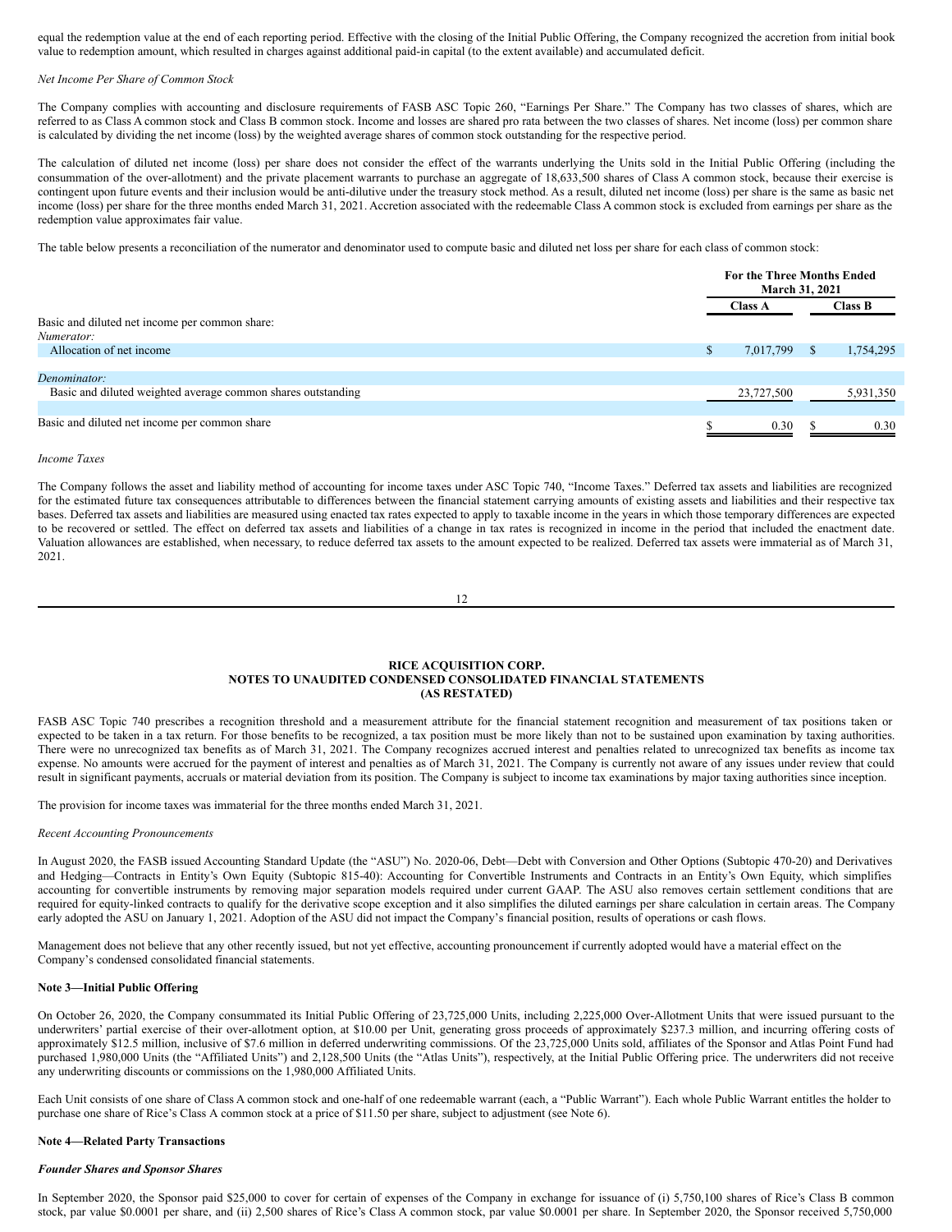equal the redemption value at the end of each reporting period. Effective with the closing of the Initial Public Offering, the Company recognized the accretion from initial book value to redemption amount, which resulted in charges against additional paid-in capital (to the extent available) and accumulated deficit.

*Net Income Per Share of Common Stock*

The Company complies with accounting and disclosure requirements of FASB ASC Topic 260, "Earnings Per Share." The Company has two classes of shares, which are referred to as Class A common stock and Class B common stock. Income and losses are shared pro rata between the two classes of shares. Net income (loss) per common share is calculated by dividing the net income (loss) by the weighted average shares of common stock outstanding for the respective period.

The calculation of diluted net income (loss) per share does not consider the effect of the warrants underlying the Units sold in the Initial Public Offering (including the consummation of the over-allotment) and the private placement warrants to purchase an aggregate of 18,633,500 shares of Class A common stock, because their exercise is contingent upon future events and their inclusion would be anti-dilutive under the treasury stock method. As a result, diluted net income (loss) per share is the same as basic net income (loss) per share for the three months ended March 31, 2021. Accretion associated with the redeemable Class A common stock is excluded from earnings per share as the redemption value approximates fair value.

The table below presents a reconciliation of the numerator and denominator used to compute basic and diluted net loss per share for each class of common stock:

| | For the Three Months Ended March 31, 2021 | |
|---|---|---|
| | Class A | Class B |
| Basic and diluted net income per common share: | | |
| *Numerator:* | | |
| Allocation of net income | $ 7,017,799 | $ 1,754,295 |
| *Denominator:* | | |
| Basic and diluted weighted average common shares outstanding | 23,727,500 | 5,931,350 |
| Basic and diluted net income per common share | $ 0.30 | $ 0.30 |

*Income Taxes*

The Company follows the asset and liability method of accounting for income taxes under ASC Topic 740, "Income Taxes." Deferred tax assets and liabilities are recognized for the estimated future tax consequences attributable to differences between the financial statement carrying amounts of existing assets and liabilities and their respective tax bases. Deferred tax assets and liabilities are measured using enacted tax rates expected to apply to taxable income in the years in which those temporary differences are expected to be recovered or settled. The effect on deferred tax assets and liabilities of a change in tax rates is recognized in income in the period that included the enactment date. Valuation allowances are established, when necessary, to reduce deferred tax assets to the amount expected to be realized. Deferred tax assets were immaterial as of March 31, 2021.

FASB ASC Topic 740 prescribes a recognition threshold and a measurement attribute for the financial statement recognition and measurement of tax positions taken or expected to be taken in a tax return. For those benefits to be recognized, a tax position must be more likely than not to be sustained upon examination by taxing authorities. There were no unrecognized tax benefits as of March 31, 2021. The Company recognizes accrued interest and penalties related to unrecognized tax benefits as income tax expense. No amounts were accrued for the payment of interest and penalties as of March 31, 2021. The Company is currently not aware of any issues under review that could result in significant payments, accruals or material deviation from its position. The Company is subject to income tax examinations by major taxing authorities since inception.

The provision for income taxes was immaterial for the three months ended March 31, 2021.

*Recent Accounting Pronouncements*

In August 2020, the FASB issued Accounting Standard Update (the "ASU") No. 2020-06, Debt—Debt with Conversion and Other Options (Subtopic 470-20) and Derivatives and Hedging—Contracts in Entity's Own Equity (Subtopic 815-40): Accounting for Convertible Instruments and Contracts in an Entity's Own Equity, which simplifies accounting for convertible instruments by removing major separation models required under current GAAP. The ASU also removes certain settlement conditions that are required for equity-linked contracts to qualify for the derivative scope exception and it also simplifies the diluted earnings per share calculation in certain areas. The Company early adopted the ASU on January 1, 2021. Adoption of the ASU did not impact the Company's financial position, results of operations or cash flows.

Management does not believe that any other recently issued, but not yet effective, accounting pronouncement if currently adopted would have a material effect on the Company's condensed consolidated financial statements.

**Note 3—Initial Public Offering**

On October 26, 2020, the Company consummated its Initial Public Offering of 23,725,000 Units, including 2,225,000 Over-Allotment Units that were issued pursuant to the underwriters' partial exercise of their over-allotment option, at $10.00 per Unit, generating gross proceeds of approximately $237.3 million, and incurring offering costs of approximately $12.5 million, inclusive of $7.6 million in deferred underwriting commissions. Of the 23,725,000 Units sold, affiliates of the Sponsor and Atlas Point Fund had purchased 1,980,000 Units (the "Affiliated Units") and 2,128,500 Units (the "Atlas Units"), respectively, at the Initial Public Offering price. The underwriters did not receive any underwriting discounts or commissions on the 1,980,000 Affiliated Units.

Each Unit consists of one share of Class A common stock and one-half of one redeemable warrant (each, a "Public Warrant"). Each whole Public Warrant entitles the holder to purchase one share of Rice's Class A common stock at a price of $11.50 per share, subject to adjustment (see Note 6).

**Note 4—Related Party Transactions**

***Founder Shares and Sponsor Shares***

In September 2020, the Sponsor paid $25,000 to cover for certain of expenses of the Company in exchange for issuance of (i) 5,750,100 shares of Rice's Class B common stock, par value $0.0001 per share, and (ii) 2,500 shares of Rice's Class A common stock, par value $0.0001 per share. In September 2020, the Sponsor received 5,750,000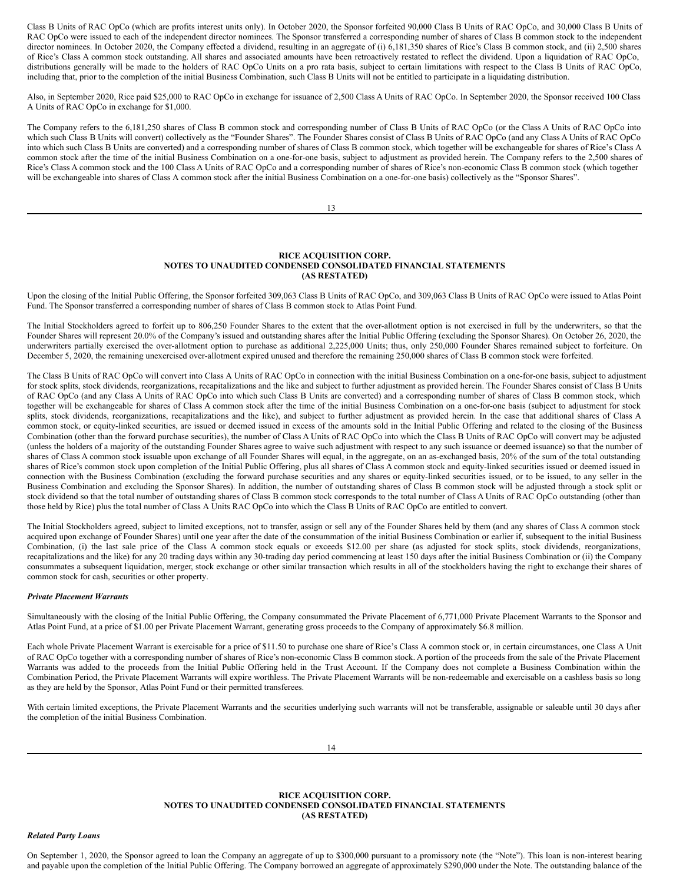Class B Units of RAC OpCo (which are profits interest units only). In October 2020, the Sponsor forfeited 90,000 Class B Units of RAC OpCo, and 30,000 Class B Units of RAC OpCo were issued to each of the independent director nominees. The Sponsor transferred a corresponding number of shares of Class B common stock to the independent director nominees. In October 2020, the Company effected a dividend, resulting in an aggregate of (i) 6,181,350 shares of Rice's Class B common stock, and (ii) 2,500 shares of Rice's Class A common stock outstanding. All shares and associated amounts have been retroactively restated to reflect the dividend. Upon a liquidation of RAC OpCo, distributions generally will be made to the holders of RAC OpCo Units on a pro rata basis, subject to certain limitations with respect to the Class B Units of RAC OpCo, including that, prior to the completion of the initial Business Combination, such Class B Units will not be entitled to participate in a liquidating distribution.

Also, in September 2020, Rice paid $25,000 to RAC OpCo in exchange for issuance of 2,500 Class A Units of RAC OpCo. In September 2020, the Sponsor received 100 Class A Units of RAC OpCo in exchange for $1,000.

The Company refers to the 6,181,250 shares of Class B common stock and corresponding number of Class B Units of RAC OpCo (or the Class A Units of RAC OpCo into which such Class B Units will convert) collectively as the "Founder Shares". The Founder Shares consist of Class B Units of RAC OpCo (and any Class A Units of RAC OpCo into which such Class B Units are converted) and a corresponding number of shares of Class B common stock, which together will be exchangeable for shares of Rice's Class A common stock after the time of the initial Business Combination on a one-for-one basis, subject to adjustment as provided herein. The Company refers to the 2,500 shares of Rice's Class A common stock and the 100 Class A Units of RAC OpCo and a corresponding number of shares of Rice's non-economic Class B common stock (which together will be exchangeable into shares of Class A common stock after the initial Business Combination on a one-for-one basis) collectively as the "Sponsor Shares".

Upon the closing of the Initial Public Offering, the Sponsor forfeited 309,063 Class B Units of RAC OpCo, and 309,063 Class B Units of RAC OpCo were issued to Atlas Point Fund. The Sponsor transferred a corresponding number of shares of Class B common stock to Atlas Point Fund.

The Initial Stockholders agreed to forfeit up to 806,250 Founder Shares to the extent that the over-allotment option is not exercised in full by the underwriters, so that the Founder Shares will represent 20.0% of the Company's issued and outstanding shares after the Initial Public Offering (excluding the Sponsor Shares). On October 26, 2020, the underwriters partially exercised the over-allotment option to purchase as additional 2,225,000 Units; thus, only 250,000 Founder Shares remained subject to forfeiture. On December 5, 2020, the remaining unexercised over-allotment expired unused and therefore the remaining 250,000 shares of Class B common stock were forfeited.

The Class B Units of RAC OpCo will convert into Class A Units of RAC OpCo in connection with the initial Business Combination on a one-for-one basis, subject to adjustment for stock splits, stock dividends, reorganizations, recapitalizations and the like and subject to further adjustment as provided herein. The Founder Shares consist of Class B Units of RAC OpCo (and any Class A Units of RAC OpCo into which such Class B Units are converted) and a corresponding number of shares of Class B common stock, which together will be exchangeable for shares of Class A common stock after the time of the initial Business Combination on a one-for-one basis (subject to adjustment for stock splits, stock dividends, reorganizations, recapitalizations and the like), and subject to further adjustment as provided herein. In the case that additional shares of Class A common stock, or equity-linked securities, are issued or deemed issued in excess of the amounts sold in the Initial Public Offering and related to the closing of the Business Combination (other than the forward purchase securities), the number of Class A Units of RAC OpCo into which the Class B Units of RAC OpCo will convert may be adjusted (unless the holders of a majority of the outstanding Founder Shares agree to waive such adjustment with respect to any such issuance or deemed issuance) so that the number of shares of Class A common stock issuable upon exchange of all Founder Shares will equal, in the aggregate, on an as-exchanged basis, 20% of the sum of the total outstanding shares of Rice's common stock upon completion of the Initial Public Offering, plus all shares of Class A common stock and equity-linked securities issued or deemed issued in connection with the Business Combination (excluding the forward purchase securities and any shares or equity-linked securities issued, or to be issued, to any seller in the Business Combination and excluding the Sponsor Shares). In addition, the number of outstanding shares of Class B common stock will be adjusted through a stock split or stock dividend so that the total number of outstanding shares of Class B common stock corresponds to the total number of Class A Units of RAC OpCo outstanding (other than those held by Rice) plus the total number of Class A Units RAC OpCo into which the Class B Units of RAC OpCo are entitled to convert.

The Initial Stockholders agreed, subject to limited exceptions, not to transfer, assign or sell any of the Founder Shares held by them (and any shares of Class A common stock acquired upon exchange of Founder Shares) until one year after the date of the consummation of the initial Business Combination or earlier if, subsequent to the initial Business Combination, (i) the last sale price of the Class A common stock equals or exceeds $12.00 per share (as adjusted for stock splits, stock dividends, reorganizations, recapitalizations and the like) for any 20 trading days within any 30-trading day period commencing at least 150 days after the initial Business Combination or (ii) the Company consummates a subsequent liquidation, merger, stock exchange or other similar transaction which results in all of the stockholders having the right to exchange their shares of common stock for cash, securities or other property.

***Private Placement Warrants***

Simultaneously with the closing of the Initial Public Offering, the Company consummated the Private Placement of 6,771,000 Private Placement Warrants to the Sponsor and Atlas Point Fund, at a price of $1.00 per Private Placement Warrant, generating gross proceeds to the Company of approximately $6.8 million.

Each whole Private Placement Warrant is exercisable for a price of $11.50 to purchase one share of Rice's Class A common stock or, in certain circumstances, one Class A Unit of RAC OpCo together with a corresponding number of shares of Rice's non-economic Class B common stock. A portion of the proceeds from the sale of the Private Placement Warrants was added to the proceeds from the Initial Public Offering held in the Trust Account. If the Company does not complete a Business Combination within the Combination Period, the Private Placement Warrants will expire worthless. The Private Placement Warrants will be non-redeemable and exercisable on a cashless basis so long as they are held by the Sponsor, Atlas Point Fund or their permitted transferees.

With certain limited exceptions, the Private Placement Warrants and the securities underlying such warrants will not be transferable, assignable or saleable until 30 days after the completion of the initial Business Combination.

***Related Party Loans***

On September 1, 2020, the Sponsor agreed to loan the Company an aggregate of up to $300,000 pursuant to a promissory note (the "Note"). This loan is non-interest bearing and payable upon the completion of the Initial Public Offering. The Company borrowed an aggregate of approximately $290,000 under the Note. The outstanding balance of the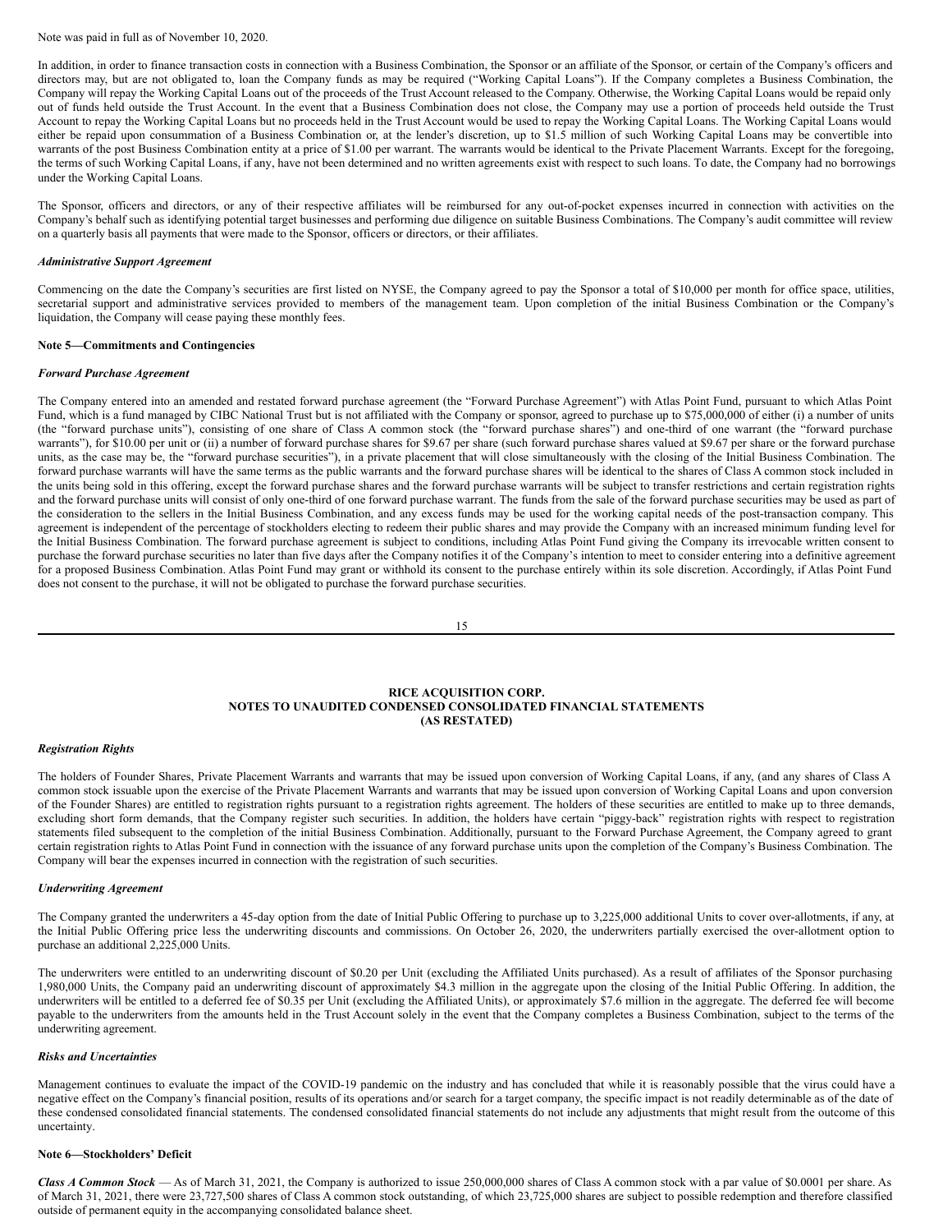Note was paid in full as of November 10, 2020.

In addition, in order to finance transaction costs in connection with a Business Combination, the Sponsor or an affiliate of the Sponsor, or certain of the Company's officers and directors may, but are not obligated to, loan the Company funds as may be required ("Working Capital Loans"). If the Company completes a Business Combination, the Company will repay the Working Capital Loans out of the proceeds of the Trust Account released to the Company. Otherwise, the Working Capital Loans would be repaid only out of funds held outside the Trust Account. In the event that a Business Combination does not close, the Company may use a portion of proceeds held outside the Trust Account to repay the Working Capital Loans but no proceeds held in the Trust Account would be used to repay the Working Capital Loans. The Working Capital Loans would either be repaid upon consummation of a Business Combination or, at the lender's discretion, up to $1.5 million of such Working Capital Loans may be convertible into warrants of the post Business Combination entity at a price of $1.00 per warrant. The warrants would be identical to the Private Placement Warrants. Except for the foregoing, the terms of such Working Capital Loans, if any, have not been determined and no written agreements exist with respect to such loans. To date, the Company had no borrowings under the Working Capital Loans.

The Sponsor, officers and directors, or any of their respective affiliates will be reimbursed for any out-of-pocket expenses incurred in connection with activities on the Company's behalf such as identifying potential target businesses and performing due diligence on suitable Business Combinations. The Company's audit committee will review on a quarterly basis all payments that were made to the Sponsor, officers or directors, or their affiliates.

***Administrative Support Agreement***

Commencing on the date the Company's securities are first listed on NYSE, the Company agreed to pay the Sponsor a total of $10,000 per month for office space, utilities, secretarial support and administrative services provided to members of the management team. Upon completion of the initial Business Combination or the Company's liquidation, the Company will cease paying these monthly fees.

**Note 5—Commitments and Contingencies**

***Forward Purchase Agreement***

The Company entered into an amended and restated forward purchase agreement (the "Forward Purchase Agreement") with Atlas Point Fund, pursuant to which Atlas Point Fund, which is a fund managed by CIBC National Trust but is not affiliated with the Company or sponsor, agreed to purchase up to $75,000,000 of either (i) a number of units (the "forward purchase units"), consisting of one share of Class A common stock (the "forward purchase shares") and one-third of one warrant (the "forward purchase warrants"), for $10.00 per unit or (ii) a number of forward purchase shares for $9.67 per share (such forward purchase shares valued at $9.67 per share or the forward purchase units, as the case may be, the "forward purchase securities"), in a private placement that will close simultaneously with the closing of the Initial Business Combination. The forward purchase warrants will have the same terms as the public warrants and the forward purchase shares will be identical to the shares of Class A common stock included in the units being sold in this offering, except the forward purchase shares and the forward purchase warrants will be subject to transfer restrictions and certain registration rights and the forward purchase units will consist of only one-third of one forward purchase warrant. The funds from the sale of the forward purchase securities may be used as part of the consideration to the sellers in the Initial Business Combination, and any excess funds may be used for the working capital needs of the post-transaction company. This agreement is independent of the percentage of stockholders electing to redeem their public shares and may provide the Company with an increased minimum funding level for the Initial Business Combination. The forward purchase agreement is subject to conditions, including Atlas Point Fund giving the Company its irrevocable written consent to purchase the forward purchase securities no later than five days after the Company notifies it of the Company's intention to meet to consider entering into a definitive agreement for a proposed Business Combination. Atlas Point Fund may grant or withhold its consent to the purchase entirely within its sole discretion. Accordingly, if Atlas Point Fund does not consent to the purchase, it will not be obligated to purchase the forward purchase securities.

***Registration Rights***

The holders of Founder Shares, Private Placement Warrants and warrants that may be issued upon conversion of Working Capital Loans, if any, (and any shares of Class A common stock issuable upon the exercise of the Private Placement Warrants and warrants that may be issued upon conversion of Working Capital Loans and upon conversion of the Founder Shares) are entitled to registration rights pursuant to a registration rights agreement. The holders of these securities are entitled to make up to three demands, excluding short form demands, that the Company register such securities. In addition, the holders have certain "piggy-back" registration rights with respect to registration statements filed subsequent to the completion of the initial Business Combination. Additionally, pursuant to the Forward Purchase Agreement, the Company agreed to grant certain registration rights to Atlas Point Fund in connection with the issuance of any forward purchase units upon the completion of the Company's Business Combination. The Company will bear the expenses incurred in connection with the registration of such securities.

***Underwriting Agreement***

The Company granted the underwriters a 45-day option from the date of Initial Public Offering to purchase up to 3,225,000 additional Units to cover over-allotments, if any, at the Initial Public Offering price less the underwriting discounts and commissions. On October 26, 2020, the underwriters partially exercised the over-allotment option to purchase an additional 2,225,000 Units.

The underwriters were entitled to an underwriting discount of $0.20 per Unit (excluding the Affiliated Units purchased). As a result of affiliates of the Sponsor purchasing 1,980,000 Units, the Company paid an underwriting discount of approximately $4.3 million in the aggregate upon the closing of the Initial Public Offering. In addition, the underwriters will be entitled to a deferred fee of $0.35 per Unit (excluding the Affiliated Units), or approximately $7.6 million in the aggregate. The deferred fee will become payable to the underwriters from the amounts held in the Trust Account solely in the event that the Company completes a Business Combination, subject to the terms of the underwriting agreement.

***Risks and Uncertainties***

Management continues to evaluate the impact of the COVID-19 pandemic on the industry and has concluded that while it is reasonably possible that the virus could have a negative effect on the Company's financial position, results of its operations and/or search for a target company, the specific impact is not readily determinable as of the date of these condensed consolidated financial statements. The condensed consolidated financial statements do not include any adjustments that might result from the outcome of this uncertainty.

**Note 6—Stockholders' Deficit**

***Class A Common Stock*** — As of March 31, 2021, the Company is authorized to issue 250,000,000 shares of Class A common stock with a par value of $0.0001 per share. As of March 31, 2021, there were 23,727,500 shares of Class A common stock outstanding, of which 23,725,000 shares are subject to possible redemption and therefore classified outside of permanent equity in the accompanying consolidated balance sheet.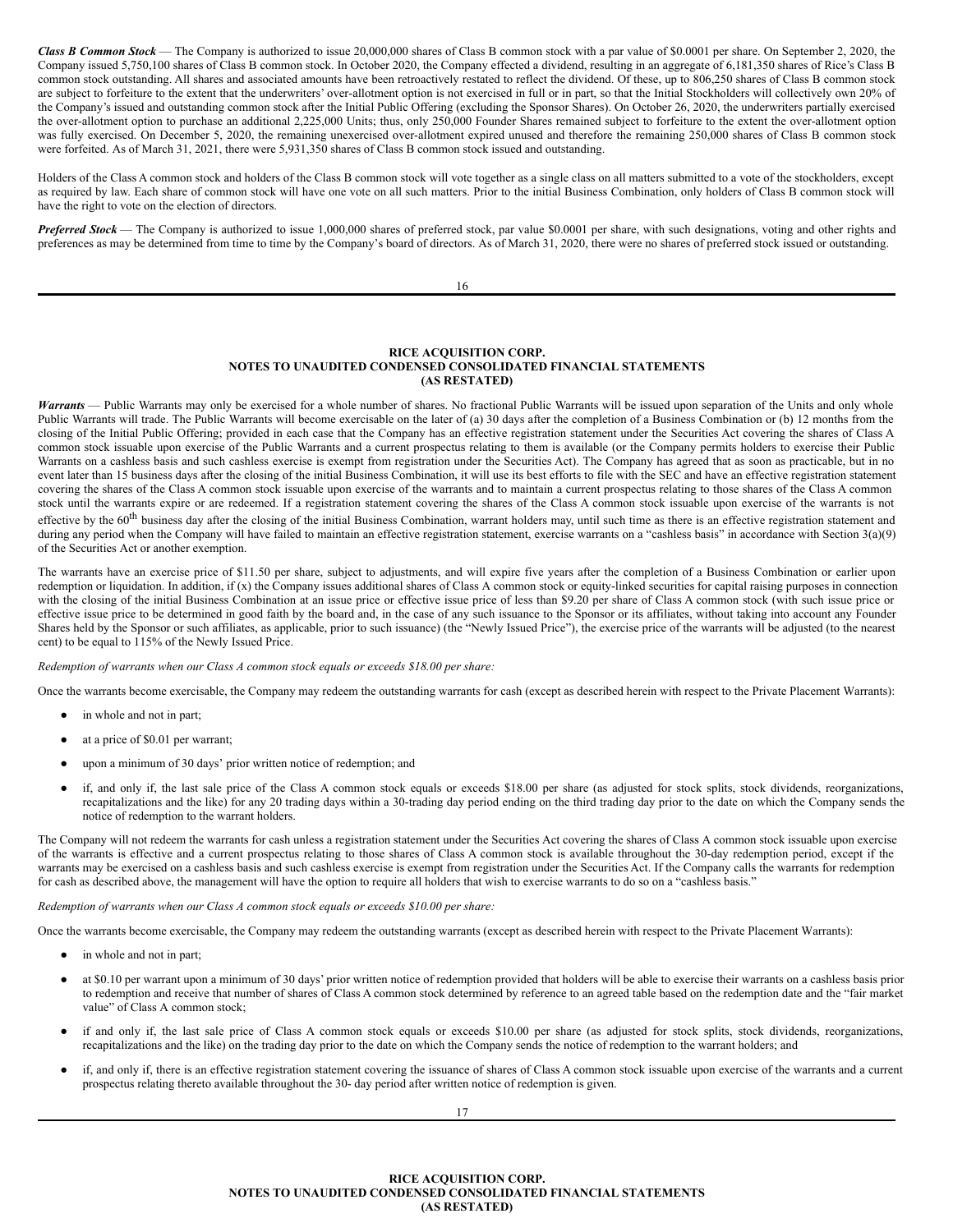*Class B Common Stock* — The Company is authorized to issue 20,000,000 shares of Class B common stock with a par value of $0.0001 per share. On September 2, 2020, the Company issued 5,750,100 shares of Class B common stock. In October 2020, the Company effected a dividend, resulting in an aggregate of 6,181,350 shares of Rice's Class B common stock outstanding. All shares and associated amounts have been retroactively restated to reflect the dividend. Of these, up to 806,250 shares of Class B common stock are subject to forfeiture to the extent that the underwriters' over-allotment option is not exercised in full or in part, so that the Initial Stockholders will collectively own 20% of the Company's issued and outstanding common stock after the Initial Public Offering (excluding the Sponsor Shares). On October 26, 2020, the underwriters partially exercised the over-allotment option to purchase an additional 2,225,000 Units; thus, only 250,000 Founder Shares remained subject to forfeiture to the extent the over-allotment option was fully exercised. On December 5, 2020, the remaining unexercised over-allotment expired unused and therefore the remaining 250,000 shares of Class B common stock were forfeited. As of March 31, 2021, there were 5,931,350 shares of Class B common stock issued and outstanding.

Holders of the Class A common stock and holders of the Class B common stock will vote together as a single class on all matters submitted to a vote of the stockholders, except as required by law. Each share of common stock will have one vote on all such matters. Prior to the initial Business Combination, only holders of Class B common stock will have the right to vote on the election of directors.

*Preferred Stock* — The Company is authorized to issue 1,000,000 shares of preferred stock, par value $0.0001 per share, with such designations, voting and other rights and preferences as may be determined from time to time by the Company's board of directors. As of March 31, 2020, there were no shares of preferred stock issued or outstanding.

*Warrants* — Public Warrants may only be exercised for a whole number of shares. No fractional Public Warrants will be issued upon separation of the Units and only whole Public Warrants will trade. The Public Warrants will become exercisable on the later of (a) 30 days after the completion of a Business Combination or (b) 12 months from the closing of the Initial Public Offering; provided in each case that the Company has an effective registration statement under the Securities Act covering the shares of Class A common stock issuable upon exercise of the Public Warrants and a current prospectus relating to them is available (or the Company permits holders to exercise their Public Warrants on a cashless basis and such cashless exercise is exempt from registration under the Securities Act). The Company has agreed that as soon as practicable, but in no event later than 15 business days after the closing of the initial Business Combination, it will use its best efforts to file with the SEC and have an effective registration statement covering the shares of the Class A common stock issuable upon exercise of the warrants and to maintain a current prospectus relating to those shares of the Class A common stock until the warrants expire or are redeemed. If a registration statement covering the shares of the Class A common stock issuable upon exercise of the warrants is not effective by the 60th business day after the closing of the initial Business Combination, warrant holders may, until such time as there is an effective registration statement and during any period when the Company will have failed to maintain an effective registration statement, exercise warrants on a "cashless basis" in accordance with Section 3(a)(9) of the Securities Act or another exemption.

The warrants have an exercise price of $11.50 per share, subject to adjustments, and will expire five years after the completion of a Business Combination or earlier upon redemption or liquidation. In addition, if (x) the Company issues additional shares of Class A common stock or equity-linked securities for capital raising purposes in connection with the closing of the initial Business Combination at an issue price or effective issue price of less than $9.20 per share of Class A common stock (with such issue price or effective issue price to be determined in good faith by the board and, in the case of any such issuance to the Sponsor or its affiliates, without taking into account any Founder Shares held by the Sponsor or such affiliates, as applicable, prior to such issuance) (the "Newly Issued Price"), the exercise price of the warrants will be adjusted (to the nearest cent) to be equal to 115% of the Newly Issued Price.

*Redemption of warrants when our Class A common stock equals or exceeds $18.00 per share:*

Once the warrants become exercisable, the Company may redeem the outstanding warrants for cash (except as described herein with respect to the Private Placement Warrants):

- in whole and not in part;
- at a price of $0.01 per warrant;
- upon a minimum of 30 days' prior written notice of redemption; and
- if, and only if, the last sale price of the Class A common stock equals or exceeds $18.00 per share (as adjusted for stock splits, stock dividends, reorganizations, recapitalizations and the like) for any 20 trading days within a 30-trading day period ending on the third trading day prior to the date on which the Company sends the notice of redemption to the warrant holders.

The Company will not redeem the warrants for cash unless a registration statement under the Securities Act covering the shares of Class A common stock issuable upon exercise of the warrants is effective and a current prospectus relating to those shares of Class A common stock is available throughout the 30-day redemption period, except if the warrants may be exercised on a cashless basis and such cashless exercise is exempt from registration under the Securities Act. If the Company calls the warrants for redemption for cash as described above, the management will have the option to require all holders that wish to exercise warrants to do so on a "cashless basis."

*Redemption of warrants when our Class A common stock equals or exceeds $10.00 per share:*

Once the warrants become exercisable, the Company may redeem the outstanding warrants (except as described herein with respect to the Private Placement Warrants):

- in whole and not in part;
- at $0.10 per warrant upon a minimum of 30 days' prior written notice of redemption provided that holders will be able to exercise their warrants on a cashless basis prior to redemption and receive that number of shares of Class A common stock determined by reference to an agreed table based on the redemption date and the "fair market value" of Class A common stock;
- if and only if, the last sale price of Class A common stock equals or exceeds $10.00 per share (as adjusted for stock splits, stock dividends, reorganizations, recapitalizations and the like) on the trading day prior to the date on which the Company sends the notice of redemption to the warrant holders; and
- if, and only if, there is an effective registration statement covering the issuance of shares of Class A common stock issuable upon exercise of the warrants and a current prospectus relating thereto available throughout the 30- day period after written notice of redemption is given.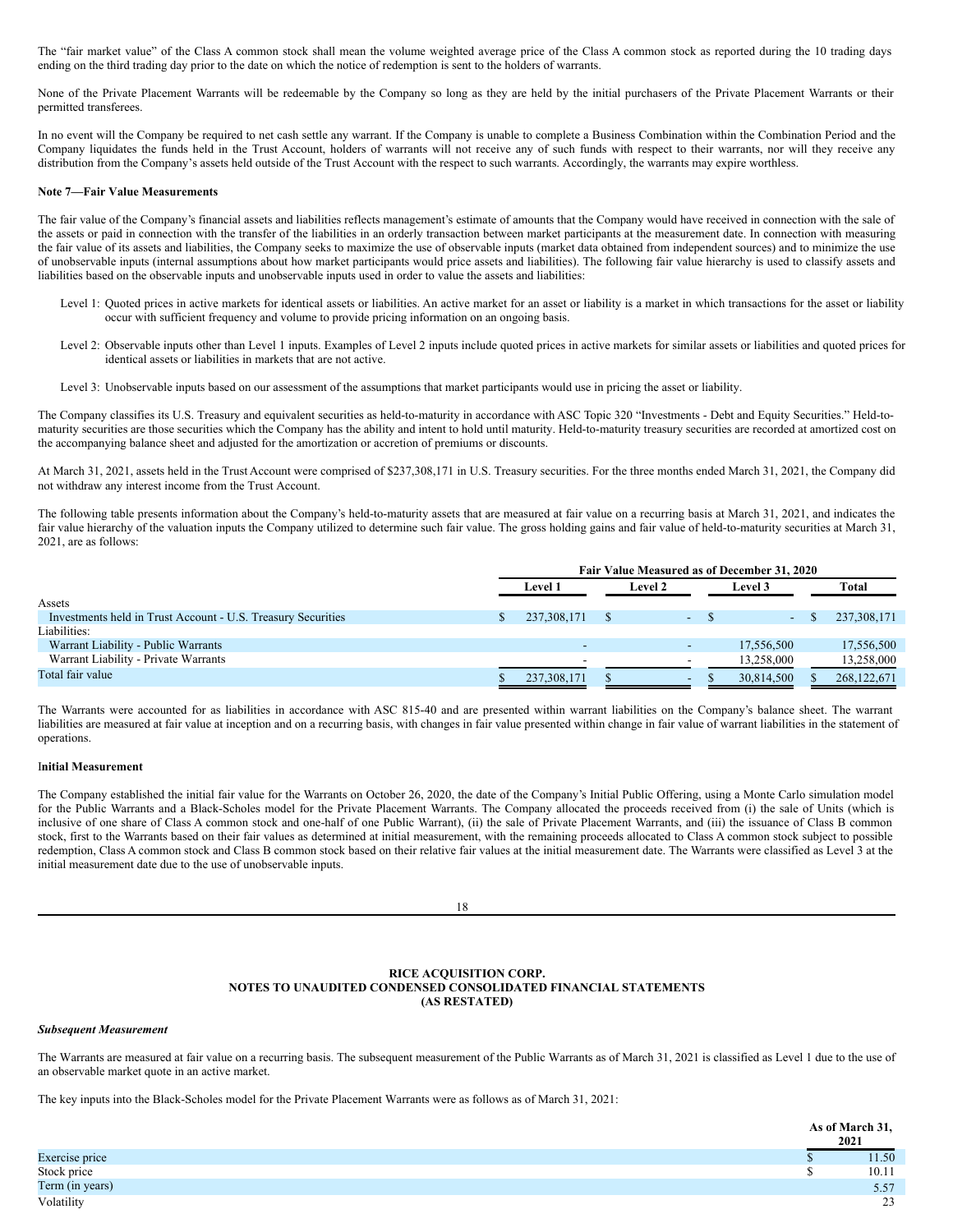The "fair market value" of the Class A common stock shall mean the volume weighted average price of the Class A common stock as reported during the 10 trading days ending on the third trading day prior to the date on which the notice of redemption is sent to the holders of warrants.

None of the Private Placement Warrants will be redeemable by the Company so long as they are held by the initial purchasers of the Private Placement Warrants or their permitted transferees.

In no event will the Company be required to net cash settle any warrant. If the Company is unable to complete a Business Combination within the Combination Period and the Company liquidates the funds held in the Trust Account, holders of warrants will not receive any of such funds with respect to their warrants, nor will they receive any distribution from the Company's assets held outside of the Trust Account with the respect to such warrants. Accordingly, the warrants may expire worthless.

**Note 7—Fair Value Measurements**

The fair value of the Company's financial assets and liabilities reflects management's estimate of amounts that the Company would have received in connection with the sale of the assets or paid in connection with the transfer of the liabilities in an orderly transaction between market participants at the measurement date. In connection with measuring the fair value of its assets and liabilities, the Company seeks to maximize the use of observable inputs (market data obtained from independent sources) and to minimize the use of unobservable inputs (internal assumptions about how market participants would price assets and liabilities). The following fair value hierarchy is used to classify assets and liabilities based on the observable inputs and unobservable inputs used in order to value the assets and liabilities:

Level 1: Quoted prices in active markets for identical assets or liabilities. An active market for an asset or liability is a market in which transactions for the asset or liability occur with sufficient frequency and volume to provide pricing information on an ongoing basis.

Level 2: Observable inputs other than Level 1 inputs. Examples of Level 2 inputs include quoted prices in active markets for similar assets or liabilities and quoted prices for identical assets or liabilities in markets that are not active.

Level 3: Unobservable inputs based on our assessment of the assumptions that market participants would use in pricing the asset or liability.

The Company classifies its U.S. Treasury and equivalent securities as held-to-maturity in accordance with ASC Topic 320 "Investments - Debt and Equity Securities." Held-to-maturity securities are those securities which the Company has the ability and intent to hold until maturity. Held-to-maturity treasury securities are recorded at amortized cost on the accompanying balance sheet and adjusted for the amortization or accretion of premiums or discounts.

At March 31, 2021, assets held in the Trust Account were comprised of $237,308,171 in U.S. Treasury securities. For the three months ended March 31, 2021, the Company did not withdraw any interest income from the Trust Account.

The following table presents information about the Company's held-to-maturity assets that are measured at fair value on a recurring basis at March 31, 2021, and indicates the fair value hierarchy of the valuation inputs the Company utilized to determine such fair value. The gross holding gains and fair value of held-to-maturity securities at March 31, 2021, are as follows:

| | Fair Value Measured as of December 31, 2020 | | | |
|---|---|---|---|---|
| | Level 1 | Level 2 | Level 3 | Total |
| Assets | | | | |
| Investments held in Trust Account - U.S. Treasury Securities | $ 237,308,171 | $ - | $ - | $ 237,308,171 |
| Liabilities: | | | | |
| Warrant Liability - Public Warrants | - | - | 17,556,500 | 17,556,500 |
| Warrant Liability - Private Warrants | - | - | 13,258,000 | 13,258,000 |
| Total fair value | $ 237,308,171 | $ - | $ 30,814,500 | $ 268,122,671 |

The Warrants were accounted for as liabilities in accordance with ASC 815-40 and are presented within warrant liabilities on the Company's balance sheet. The warrant liabilities are measured at fair value at inception and on a recurring basis, with changes in fair value presented within change in fair value of warrant liabilities in the statement of operations.

**Initial Measurement**

The Company established the initial fair value for the Warrants on October 26, 2020, the date of the Company's Initial Public Offering, using a Monte Carlo simulation model for the Public Warrants and a Black-Scholes model for the Private Placement Warrants. The Company allocated the proceeds received from (i) the sale of Units (which is inclusive of one share of Class A common stock and one-half of one Public Warrant), (ii) the sale of Private Placement Warrants, and (iii) the issuance of Class B common stock, first to the Warrants based on their fair values as determined at initial measurement, with the remaining proceeds allocated to Class A common stock subject to possible redemption, Class A common stock and Class B common stock based on their relative fair values at the initial measurement date. The Warrants were classified as Level 3 at the initial measurement date due to the use of unobservable inputs.

**RICE ACQUISITION CORP.**
**NOTES TO UNAUDITED CONDENSED CONSOLIDATED FINANCIAL STATEMENTS**
**(AS RESTATED)**

***Subsequent Measurement***

The Warrants are measured at fair value on a recurring basis. The subsequent measurement of the Public Warrants as of March 31, 2021 is classified as Level 1 due to the use of an observable market quote in an active market.

The key inputs into the Black-Scholes model for the Private Placement Warrants were as follows as of March 31, 2021:

| | As of March 31, 2021 |
|---|---|
| Exercise price | $ 11.50 |
| Stock price | $ 10.11 |
| Term (in years) | 5.57 |
| Volatility | 23 |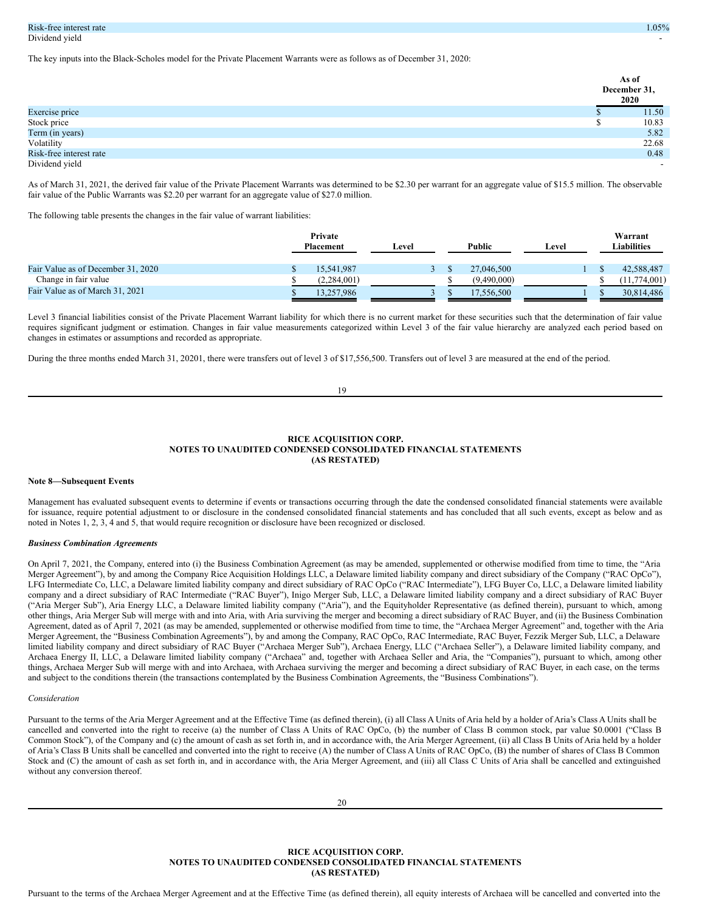| | |
|---|---|
| Risk-free interest rate | 1.05% |
| Dividend yield | - |

The key inputs into the Black-Scholes model for the Private Placement Warrants were as follows as of December 31, 2020:

| | As of December 31, 2020 |
|---|---|
| Exercise price | $ 11.50 |
| Stock price | $ 10.83 |
| Term (in years) | 5.82 |
| Volatility | 22.68 |
| Risk-free interest rate | 0.48 |
| Dividend yield | - |

As of March 31, 2021, the derived fair value of the Private Placement Warrants was determined to be $2.30 per warrant for an aggregate value of $15.5 million. The observable fair value of the Public Warrants was $2.20 per warrant for an aggregate value of $27.0 million.

The following table presents the changes in the fair value of warrant liabilities:

| | Private Placement | Level | Public | Level | Warrant Liabilities |
|---|---|---|---|---|---|
| Fair Value as of December 31, 2020 | $ 15,541,987 | 3 | $ 27,046,500 | 1 | $ 42,588,487 |
| Change in fair value | $ (2,284,001) | | $ (9,490,000) | | $ (11,774,001) |
| Fair Value as of March 31, 2021 | $ 13,257,986 | 3 | $ 17,556,500 | 1 | $ 30,814,486 |

Level 3 financial liabilities consist of the Private Placement Warrant liability for which there is no current market for these securities such that the determination of fair value requires significant judgment or estimation. Changes in fair value measurements categorized within Level 3 of the fair value hierarchy are analyzed each period based on changes in estimates or assumptions and recorded as appropriate.

During the three months ended March 31, 20201, there were transfers out of level 3 of $17,556,500. Transfers out of level 3 are measured at the end of the period.

**RICE ACQUISITION CORP.**
**NOTES TO UNAUDITED CONDENSED CONSOLIDATED FINANCIAL STATEMENTS**
**(AS RESTATED)**

**Note 8—Subsequent Events**

Management has evaluated subsequent events to determine if events or transactions occurring through the date the condensed consolidated financial statements were available for issuance, require potential adjustment to or disclosure in the condensed consolidated financial statements and has concluded that all such events, except as below and as noted in Notes 1, 2, 3, 4 and 5, that would require recognition or disclosure have been recognized or disclosed.

***Business Combination Agreements***

On April 7, 2021, the Company, entered into (i) the Business Combination Agreement (as may be amended, supplemented or otherwise modified from time to time, the "Aria Merger Agreement"), by and among the Company Rice Acquisition Holdings LLC, a Delaware limited liability company and direct subsidiary of the Company ("RAC OpCo"), LFG Intermediate Co, LLC, a Delaware limited liability company and direct subsidiary of RAC OpCo ("RAC Intermediate"), LFG Buyer Co, LLC, a Delaware limited liability company and a direct subsidiary of RAC Intermediate ("RAC Buyer"), Inigo Merger Sub, LLC, a Delaware limited liability company and a direct subsidiary of RAC Buyer ("Aria Merger Sub"), Aria Energy LLC, a Delaware limited liability company ("Aria"), and the Equityholder Representative (as defined therein), pursuant to which, among other things, Aria Merger Sub will merge with and into Aria, with Aria surviving the merger and becoming a direct subsidiary of RAC Buyer, and (ii) the Business Combination Agreement, dated as of April 7, 2021 (as may be amended, supplemented or otherwise modified from time to time, the "Archaea Merger Agreement" and, together with the Aria Merger Agreement, the "Business Combination Agreements"), by and among the Company, RAC OpCo, RAC Intermediate, RAC Buyer, Fezzik Merger Sub, LLC, a Delaware limited liability company and direct subsidiary of RAC Buyer ("Archaea Merger Sub"), Archaea Energy, LLC ("Archaea Seller"), a Delaware limited liability company, and Archaea Energy II, LLC, a Delaware limited liability company ("Archaea" and, together with Archaea Seller and Aria, the "Companies"), pursuant to which, among other things, Archaea Merger Sub will merge with and into Archaea, with Archaea surviving the merger and becoming a direct subsidiary of RAC Buyer, in each case, on the terms and subject to the conditions therein (the transactions contemplated by the Business Combination Agreements, the "Business Combinations").

*Consideration*

Pursuant to the terms of the Aria Merger Agreement and at the Effective Time (as defined therein), (i) all Class A Units of Aria held by a holder of Aria's Class A Units shall be cancelled and converted into the right to receive (a) the number of Class A Units of RAC OpCo, (b) the number of Class B common stock, par value $0.0001 ("Class B Common Stock"), of the Company and (c) the amount of cash as set forth in, and in accordance with, the Aria Merger Agreement, (ii) all Class B Units of Aria held by a holder of Aria's Class B Units shall be cancelled and converted into the right to receive (A) the number of Class A Units of RAC OpCo, (B) the number of shares of Class B Common Stock and (C) the amount of cash as set forth in, and in accordance with, the Aria Merger Agreement, and (iii) all Class C Units of Aria shall be cancelled and extinguished without any conversion thereof.

**RICE ACQUISITION CORP.**
**NOTES TO UNAUDITED CONDENSED CONSOLIDATED FINANCIAL STATEMENTS**
**(AS RESTATED)**

Pursuant to the terms of the Archaea Merger Agreement and at the Effective Time (as defined therein), all equity interests of Archaea will be cancelled and converted into the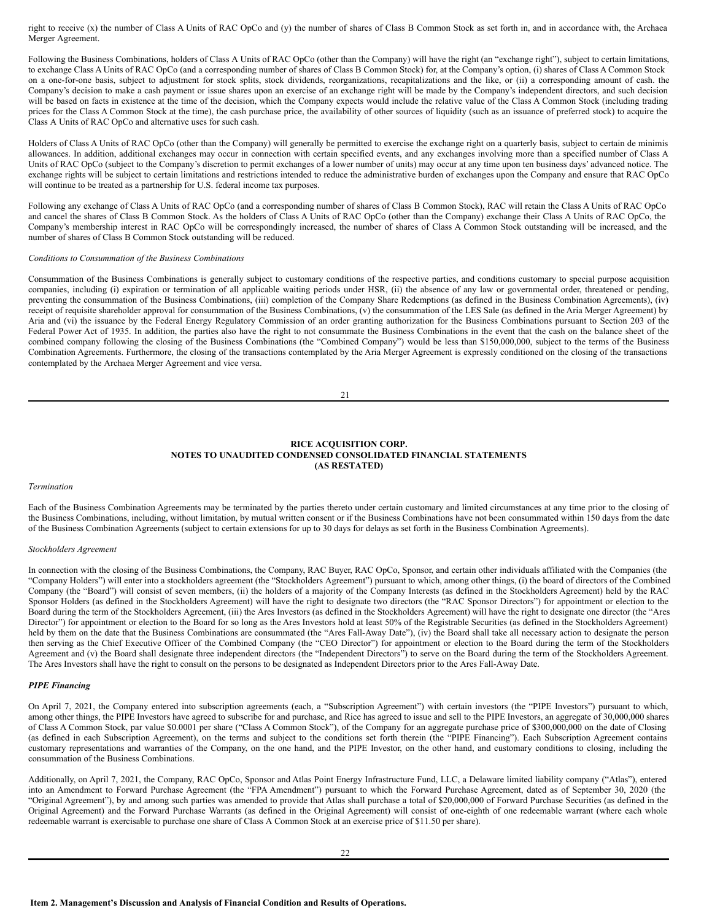right to receive (x) the number of Class A Units of RAC OpCo and (y) the number of shares of Class B Common Stock as set forth in, and in accordance with, the Archaea Merger Agreement.

Following the Business Combinations, holders of Class A Units of RAC OpCo (other than the Company) will have the right (an "exchange right"), subject to certain limitations, to exchange Class A Units of RAC OpCo (and a corresponding number of shares of Class B Common Stock) for, at the Company's option, (i) shares of Class A Common Stock on a one-for-one basis, subject to adjustment for stock splits, stock dividends, reorganizations, recapitalizations and the like, or (ii) a corresponding amount of cash. the Company's decision to make a cash payment or issue shares upon an exercise of an exchange right will be made by the Company's independent directors, and such decision will be based on facts in existence at the time of the decision, which the Company expects would include the relative value of the Class A Common Stock (including trading prices for the Class A Common Stock at the time), the cash purchase price, the availability of other sources of liquidity (such as an issuance of preferred stock) to acquire the Class A Units of RAC OpCo and alternative uses for such cash.

Holders of Class A Units of RAC OpCo (other than the Company) will generally be permitted to exercise the exchange right on a quarterly basis, subject to certain de minimis allowances. In addition, additional exchanges may occur in connection with certain specified events, and any exchanges involving more than a specified number of Class A Units of RAC OpCo (subject to the Company's discretion to permit exchanges of a lower number of units) may occur at any time upon ten business days' advanced notice. The exchange rights will be subject to certain limitations and restrictions intended to reduce the administrative burden of exchanges upon the Company and ensure that RAC OpCo will continue to be treated as a partnership for U.S. federal income tax purposes.

Following any exchange of Class A Units of RAC OpCo (and a corresponding number of shares of Class B Common Stock), RAC will retain the Class A Units of RAC OpCo and cancel the shares of Class B Common Stock. As the holders of Class A Units of RAC OpCo (other than the Company) exchange their Class A Units of RAC OpCo, the Company's membership interest in RAC OpCo will be correspondingly increased, the number of shares of Class A Common Stock outstanding will be increased, and the number of shares of Class B Common Stock outstanding will be reduced.

*Conditions to Consummation of the Business Combinations*

Consummation of the Business Combinations is generally subject to customary conditions of the respective parties, and conditions customary to special purpose acquisition companies, including (i) expiration or termination of all applicable waiting periods under HSR, (ii) the absence of any law or governmental order, threatened or pending, preventing the consummation of the Business Combinations, (iii) completion of the Company Share Redemptions (as defined in the Business Combination Agreements), (iv) receipt of requisite shareholder approval for consummation of the Business Combinations, (v) the consummation of the LES Sale (as defined in the Aria Merger Agreement) by Aria and (vi) the issuance by the Federal Energy Regulatory Commission of an order granting authorization for the Business Combinations pursuant to Section 203 of the Federal Power Act of 1935. In addition, the parties also have the right to not consummate the Business Combinations in the event that the cash on the balance sheet of the combined company following the closing of the Business Combinations (the "Combined Company") would be less than $150,000,000, subject to the terms of the Business Combination Agreements. Furthermore, the closing of the transactions contemplated by the Aria Merger Agreement is expressly conditioned on the closing of the transactions contemplated by the Archaea Merger Agreement and vice versa.

**RICE ACQUISITION CORP.**
**NOTES TO UNAUDITED CONDENSED CONSOLIDATED FINANCIAL STATEMENTS**
**(AS RESTATED)**

*Termination*

Each of the Business Combination Agreements may be terminated by the parties thereto under certain customary and limited circumstances at any time prior to the closing of the Business Combinations, including, without limitation, by mutual written consent or if the Business Combinations have not been consummated within 150 days from the date of the Business Combination Agreements (subject to certain extensions for up to 30 days for delays as set forth in the Business Combination Agreements).

*Stockholders Agreement*

In connection with the closing of the Business Combinations, the Company, RAC Buyer, RAC OpCo, Sponsor, and certain other individuals affiliated with the Companies (the "Company Holders") will enter into a stockholders agreement (the "Stockholders Agreement") pursuant to which, among other things, (i) the board of directors of the Combined Company (the "Board") will consist of seven members, (ii) the holders of a majority of the Company Interests (as defined in the Stockholders Agreement) held by the RAC Sponsor Holders (as defined in the Stockholders Agreement) will have the right to designate two directors (the "RAC Sponsor Directors") for appointment or election to the Board during the term of the Stockholders Agreement, (iii) the Ares Investors (as defined in the Stockholders Agreement) will have the right to designate one director (the "Ares Director") for appointment or election to the Board for so long as the Ares Investors hold at least 50% of the Registrable Securities (as defined in the Stockholders Agreement) held by them on the date that the Business Combinations are consummated (the "Ares Fall-Away Date"), (iv) the Board shall take all necessary action to designate the person then serving as the Chief Executive Officer of the Combined Company (the "CEO Director") for appointment or election to the Board during the term of the Stockholders Agreement and (v) the Board shall designate three independent directors (the "Independent Directors") to serve on the Board during the term of the Stockholders Agreement. The Ares Investors shall have the right to consult on the persons to be designated as Independent Directors prior to the Ares Fall-Away Date.

***PIPE Financing***

On April 7, 2021, the Company entered into subscription agreements (each, a "Subscription Agreement") with certain investors (the "PIPE Investors") pursuant to which, among other things, the PIPE Investors have agreed to subscribe for and purchase, and Rice has agreed to issue and sell to the PIPE Investors, an aggregate of 30,000,000 shares of Class A Common Stock, par value $0.0001 per share ("Class A Common Stock"), of the Company for an aggregate purchase price of $300,000,000 on the date of Closing (as defined in each Subscription Agreement), on the terms and subject to the conditions set forth therein (the "PIPE Financing"). Each Subscription Agreement contains customary representations and warranties of the Company, on the one hand, and the PIPE Investor, on the other hand, and customary conditions to closing, including the consummation of the Business Combinations.

Additionally, on April 7, 2021, the Company, RAC OpCo, Sponsor and Atlas Point Energy Infrastructure Fund, LLC, a Delaware limited liability company ("Atlas"), entered into an Amendment to Forward Purchase Agreement (the "FPA Amendment") pursuant to which the Forward Purchase Agreement, dated as of September 30, 2020 (the "Original Agreement"), by and among such parties was amended to provide that Atlas shall purchase a total of $20,000,000 of Forward Purchase Securities (as defined in the Original Agreement) and the Forward Purchase Warrants (as defined in the Original Agreement) will consist of one-eighth of one redeemable warrant (where each whole redeemable warrant is exercisable to purchase one share of Class A Common Stock at an exercise price of $11.50 per share).

**Item 2. Management's Discussion and Analysis of Financial Condition and Results of Operations.**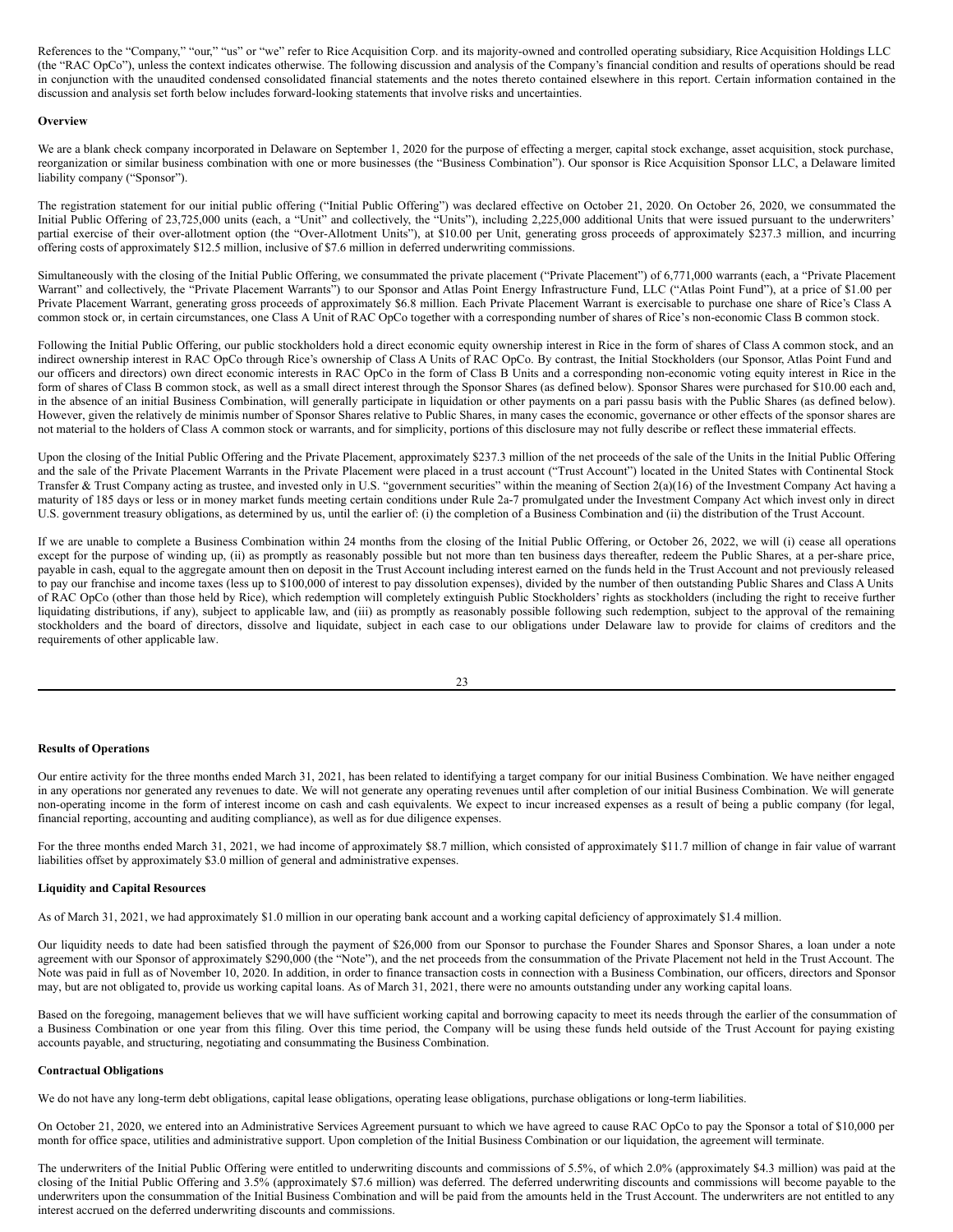References to the "Company," "our," "us" or "we" refer to Rice Acquisition Corp. and its majority-owned and controlled operating subsidiary, Rice Acquisition Holdings LLC (the "RAC OpCo"), unless the context indicates otherwise. The following discussion and analysis of the Company's financial condition and results of operations should be read in conjunction with the unaudited condensed consolidated financial statements and the notes thereto contained elsewhere in this report. Certain information contained in the discussion and analysis set forth below includes forward-looking statements that involve risks and uncertainties.

**Overview**

We are a blank check company incorporated in Delaware on September 1, 2020 for the purpose of effecting a merger, capital stock exchange, asset acquisition, stock purchase, reorganization or similar business combination with one or more businesses (the "Business Combination"). Our sponsor is Rice Acquisition Sponsor LLC, a Delaware limited liability company ("Sponsor").

The registration statement for our initial public offering ("Initial Public Offering") was declared effective on October 21, 2020. On October 26, 2020, we consummated the Initial Public Offering of 23,725,000 units (each, a "Unit" and collectively, the "Units"), including 2,225,000 additional Units that were issued pursuant to the underwriters' partial exercise of their over-allotment option (the "Over-Allotment Units"), at $10.00 per Unit, generating gross proceeds of approximately $237.3 million, and incurring offering costs of approximately $12.5 million, inclusive of $7.6 million in deferred underwriting commissions.

Simultaneously with the closing of the Initial Public Offering, we consummated the private placement ("Private Placement") of 6,771,000 warrants (each, a "Private Placement Warrant" and collectively, the "Private Placement Warrants") to our Sponsor and Atlas Point Energy Infrastructure Fund, LLC ("Atlas Point Fund"), at a price of $1.00 per Private Placement Warrant, generating gross proceeds of approximately $6.8 million. Each Private Placement Warrant is exercisable to purchase one share of Rice's Class A common stock or, in certain circumstances, one Class A Unit of RAC OpCo together with a corresponding number of shares of Rice's non-economic Class B common stock.

Following the Initial Public Offering, our public stockholders hold a direct economic equity ownership interest in Rice in the form of shares of Class A common stock, and an indirect ownership interest in RAC OpCo through Rice's ownership of Class A Units of RAC OpCo. By contrast, the Initial Stockholders (our Sponsor, Atlas Point Fund and our officers and directors) own direct economic interests in RAC OpCo in the form of Class B Units and a corresponding non-economic voting equity interest in Rice in the form of shares of Class B common stock, as well as a small direct interest through the Sponsor Shares (as defined below). Sponsor Shares were purchased for $10.00 each and, in the absence of an initial Business Combination, will generally participate in liquidation or other payments on a pari passu basis with the Public Shares (as defined below). However, given the relatively de minimis number of Sponsor Shares relative to Public Shares, in many cases the economic, governance or other effects of the sponsor shares are not material to the holders of Class A common stock or warrants, and for simplicity, portions of this disclosure may not fully describe or reflect these immaterial effects.

Upon the closing of the Initial Public Offering and the Private Placement, approximately $237.3 million of the net proceeds of the sale of the Units in the Initial Public Offering and the sale of the Private Placement Warrants in the Private Placement were placed in a trust account ("Trust Account") located in the United States with Continental Stock Transfer & Trust Company acting as trustee, and invested only in U.S. "government securities" within the meaning of Section 2(a)(16) of the Investment Company Act having a maturity of 185 days or less or in money market funds meeting certain conditions under Rule 2a-7 promulgated under the Investment Company Act which invest only in direct U.S. government treasury obligations, as determined by us, until the earlier of: (i) the completion of a Business Combination and (ii) the distribution of the Trust Account.

If we are unable to complete a Business Combination within 24 months from the closing of the Initial Public Offering, or October 26, 2022, we will (i) cease all operations except for the purpose of winding up, (ii) as promptly as reasonably possible but not more than ten business days thereafter, redeem the Public Shares, at a per-share price, payable in cash, equal to the aggregate amount then on deposit in the Trust Account including interest earned on the funds held in the Trust Account and not previously released to pay our franchise and income taxes (less up to $100,000 of interest to pay dissolution expenses), divided by the number of then outstanding Public Shares and Class A Units of RAC OpCo (other than those held by Rice), which redemption will completely extinguish Public Stockholders' rights as stockholders (including the right to receive further liquidating distributions, if any), subject to applicable law, and (iii) as promptly as reasonably possible following such redemption, subject to the approval of the remaining stockholders and the board of directors, dissolve and liquidate, subject in each case to our obligations under Delaware law to provide for claims of creditors and the requirements of other applicable law.

**Results of Operations**

Our entire activity for the three months ended March 31, 2021, has been related to identifying a target company for our initial Business Combination. We have neither engaged in any operations nor generated any revenues to date. We will not generate any operating revenues until after completion of our initial Business Combination. We will generate non-operating income in the form of interest income on cash and cash equivalents. We expect to incur increased expenses as a result of being a public company (for legal, financial reporting, accounting and auditing compliance), as well as for due diligence expenses.

For the three months ended March 31, 2021, we had income of approximately $8.7 million, which consisted of approximately $11.7 million of change in fair value of warrant liabilities offset by approximately $3.0 million of general and administrative expenses.

**Liquidity and Capital Resources**

As of March 31, 2021, we had approximately $1.0 million in our operating bank account and a working capital deficiency of approximately $1.4 million.

Our liquidity needs to date had been satisfied through the payment of $26,000 from our Sponsor to purchase the Founder Shares and Sponsor Shares, a loan under a note agreement with our Sponsor of approximately $290,000 (the "Note"), and the net proceeds from the consummation of the Private Placement not held in the Trust Account. The Note was paid in full as of November 10, 2020. In addition, in order to finance transaction costs in connection with a Business Combination, our officers, directors and Sponsor may, but are not obligated to, provide us working capital loans. As of March 31, 2021, there were no amounts outstanding under any working capital loans.

Based on the foregoing, management believes that we will have sufficient working capital and borrowing capacity to meet its needs through the earlier of the consummation of a Business Combination or one year from this filing. Over this time period, the Company will be using these funds held outside of the Trust Account for paying existing accounts payable, and structuring, negotiating and consummating the Business Combination.

**Contractual Obligations**

We do not have any long-term debt obligations, capital lease obligations, operating lease obligations, purchase obligations or long-term liabilities.

On October 21, 2020, we entered into an Administrative Services Agreement pursuant to which we have agreed to cause RAC OpCo to pay the Sponsor a total of $10,000 per month for office space, utilities and administrative support. Upon completion of the Initial Business Combination or our liquidation, the agreement will terminate.

The underwriters of the Initial Public Offering were entitled to underwriting discounts and commissions of 5.5%, of which 2.0% (approximately $4.3 million) was paid at the closing of the Initial Public Offering and 3.5% (approximately $7.6 million) was deferred. The deferred underwriting discounts and commissions will become payable to the underwriters upon the consummation of the Initial Business Combination and will be paid from the amounts held in the Trust Account. The underwriters are not entitled to any interest accrued on the deferred underwriting discounts and commissions.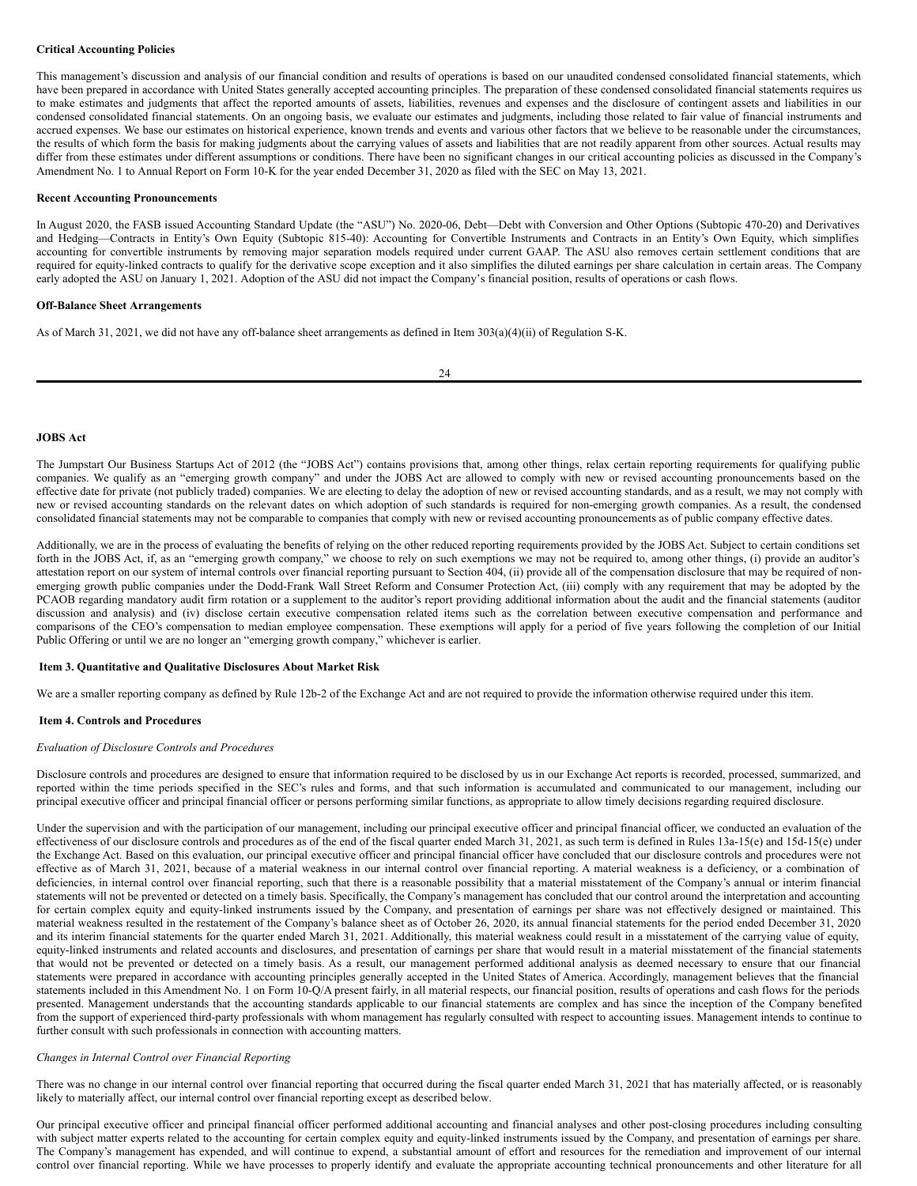**Critical Accounting Policies**

This management's discussion and analysis of our financial condition and results of operations is based on our unaudited condensed consolidated financial statements, which have been prepared in accordance with United States generally accepted accounting principles. The preparation of these condensed consolidated financial statements requires us to make estimates and judgments that affect the reported amounts of assets, liabilities, revenues and expenses and the disclosure of contingent assets and liabilities in our condensed consolidated financial statements. On an ongoing basis, we evaluate our estimates and judgments, including those related to fair value of financial instruments and accrued expenses. We base our estimates on historical experience, known trends and events and various other factors that we believe to be reasonable under the circumstances, the results of which form the basis for making judgments about the carrying values of assets and liabilities that are not readily apparent from other sources. Actual results may differ from these estimates under different assumptions or conditions. There have been no significant changes in our critical accounting policies as discussed in the Company's Amendment No. 1 to Annual Report on Form 10-K for the year ended December 31, 2020 as filed with the SEC on May 13, 2021.

**Recent Accounting Pronouncements**

In August 2020, the FASB issued Accounting Standard Update (the "ASU") No. 2020-06, Debt—Debt with Conversion and Other Options (Subtopic 470-20) and Derivatives and Hedging—Contracts in Entity's Own Equity (Subtopic 815-40): Accounting for Convertible Instruments and Contracts in an Entity's Own Equity, which simplifies accounting for convertible instruments by removing major separation models required under current GAAP. The ASU also removes certain settlement conditions that are required for equity-linked contracts to qualify for the derivative scope exception and it also simplifies the diluted earnings per share calculation in certain areas. The Company early adopted the ASU on January 1, 2021. Adoption of the ASU did not impact the Company's financial position, results of operations or cash flows.

**Off-Balance Sheet Arrangements**

As of March 31, 2021, we did not have any off-balance sheet arrangements as defined in Item 303(a)(4)(ii) of Regulation S-K.

**JOBS Act**

The Jumpstart Our Business Startups Act of 2012 (the "JOBS Act") contains provisions that, among other things, relax certain reporting requirements for qualifying public companies. We qualify as an "emerging growth company" and under the JOBS Act are allowed to comply with new or revised accounting pronouncements based on the effective date for private (not publicly traded) companies. We are electing to delay the adoption of new or revised accounting standards, and as a result, we may not comply with new or revised accounting standards on the relevant dates on which adoption of such standards is required for non-emerging growth companies. As a result, the condensed consolidated financial statements may not be comparable to companies that comply with new or revised accounting pronouncements as of public company effective dates.

Additionally, we are in the process of evaluating the benefits of relying on the other reduced reporting requirements provided by the JOBS Act. Subject to certain conditions set forth in the JOBS Act, if, as an "emerging growth company," we choose to rely on such exemptions we may not be required to, among other things, (i) provide an auditor's attestation report on our system of internal controls over financial reporting pursuant to Section 404, (ii) provide all of the compensation disclosure that may be required of non-emerging growth public companies under the Dodd-Frank Wall Street Reform and Consumer Protection Act, (iii) comply with any requirement that may be adopted by the PCAOB regarding mandatory audit firm rotation or a supplement to the auditor's report providing additional information about the audit and the financial statements (auditor discussion and analysis) and (iv) disclose certain executive compensation related items such as the correlation between executive compensation and performance and comparisons of the CEO's compensation to median employee compensation. These exemptions will apply for a period of five years following the completion of our Initial Public Offering or until we are no longer an "emerging growth company," whichever is earlier.

**Item 3. Quantitative and Qualitative Disclosures About Market Risk**

We are a smaller reporting company as defined by Rule 12b-2 of the Exchange Act and are not required to provide the information otherwise required under this item.

**Item 4. Controls and Procedures**

*Evaluation of Disclosure Controls and Procedures*

Disclosure controls and procedures are designed to ensure that information required to be disclosed by us in our Exchange Act reports is recorded, processed, summarized, and reported within the time periods specified in the SEC's rules and forms, and that such information is accumulated and communicated to our management, including our principal executive officer and principal financial officer or persons performing similar functions, as appropriate to allow timely decisions regarding required disclosure.

Under the supervision and with the participation of our management, including our principal executive officer and principal financial officer, we conducted an evaluation of the effectiveness of our disclosure controls and procedures as of the end of the fiscal quarter ended March 31, 2021, as such term is defined in Rules 13a-15(e) and 15d-15(e) under the Exchange Act. Based on this evaluation, our principal executive officer and principal financial officer have concluded that our disclosure controls and procedures were not effective as of March 31, 2021, because of a material weakness in our internal control over financial reporting. A material weakness is a deficiency, or a combination of deficiencies, in internal control over financial reporting, such that there is a reasonable possibility that a material misstatement of the Company's annual or interim financial statements will not be prevented or detected on a timely basis. Specifically, the Company's management has concluded that our control around the interpretation and accounting for certain complex equity and equity-linked instruments issued by the Company, and presentation of earnings per share was not effectively designed or maintained. This material weakness resulted in the restatement of the Company's balance sheet as of October 26, 2020, its annual financial statements for the period ended December 31, 2020 and its interim financial statements for the quarter ended March 31, 2021. Additionally, this material weakness could result in a misstatement of the carrying value of equity, equity-linked instruments and related accounts and disclosures, and presentation of earnings per share that would result in a material misstatement of the financial statements that would not be prevented or detected on a timely basis. As a result, our management performed additional analysis as deemed necessary to ensure that our financial statements were prepared in accordance with accounting principles generally accepted in the United States of America. Accordingly, management believes that the financial statements included in this Amendment No. 1 on Form 10-Q/A present fairly, in all material respects, our financial position, results of operations and cash flows for the periods presented. Management understands that the accounting standards applicable to our financial statements are complex and has since the inception of the Company benefited from the support of experienced third-party professionals with whom management has regularly consulted with respect to accounting issues. Management intends to continue to further consult with such professionals in connection with accounting matters.

*Changes in Internal Control over Financial Reporting*

There was no change in our internal control over financial reporting that occurred during the fiscal quarter ended March 31, 2021 that has materially affected, or is reasonably likely to materially affect, our internal control over financial reporting except as described below.

Our principal executive officer and principal financial officer performed additional accounting and financial analyses and other post-closing procedures including consulting with subject matter experts related to the accounting for certain complex equity and equity-linked instruments issued by the Company, and presentation of earnings per share. The Company's management has expended, and will continue to expend, a substantial amount of effort and resources for the remediation and improvement of our internal control over financial reporting. While we have processes to properly identify and evaluate the appropriate accounting technical pronouncements and other literature for all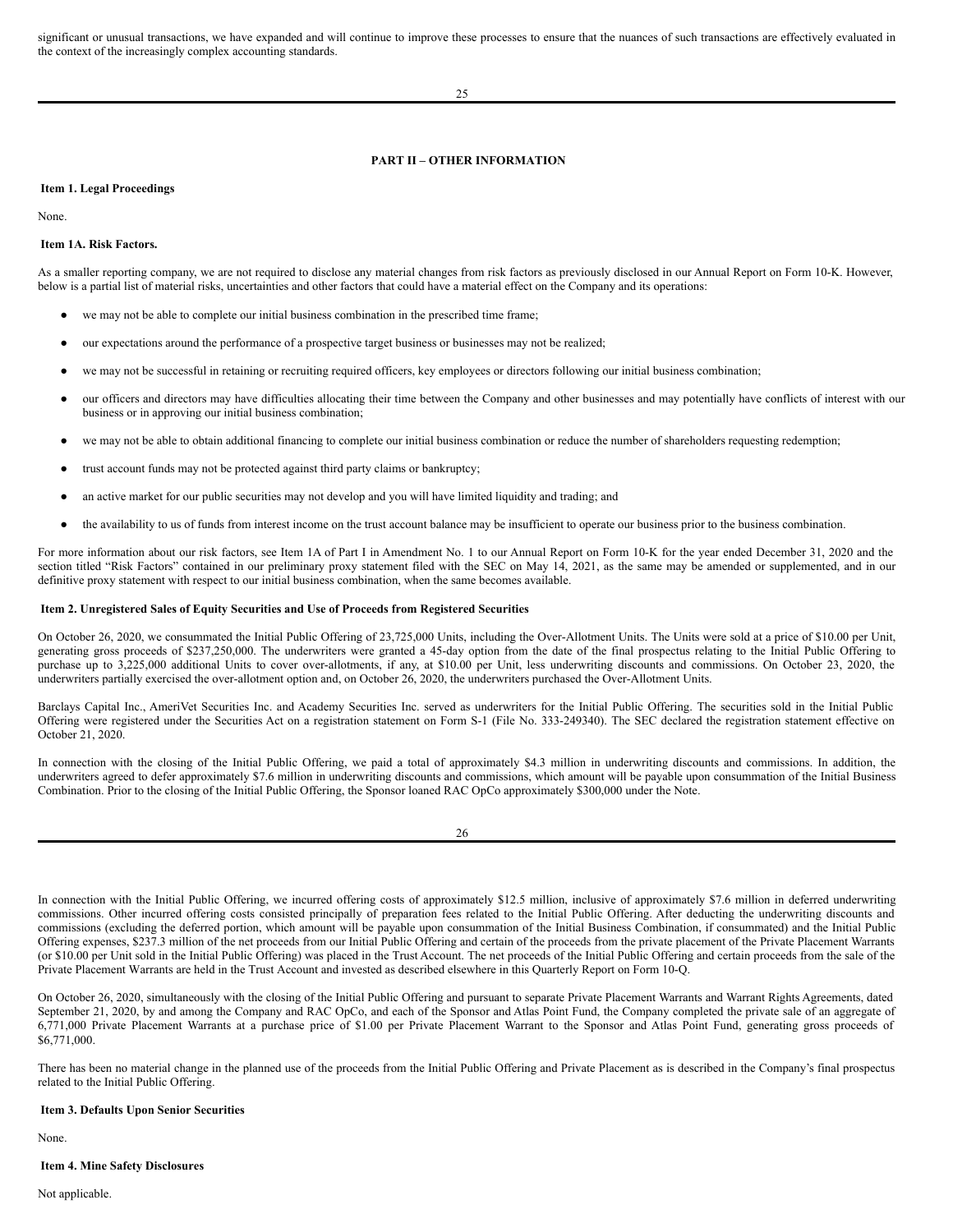significant or unusual transactions, we have expanded and will continue to improve these processes to ensure that the nuances of such transactions are effectively evaluated in the context of the increasingly complex accounting standards.

## PART II – OTHER INFORMATION

### Item 1. Legal Proceedings

None.

### Item 1A. Risk Factors.

As a smaller reporting company, we are not required to disclose any material changes from risk factors as previously disclosed in our Annual Report on Form 10-K. However, below is a partial list of material risks, uncertainties and other factors that could have a material effect on the Company and its operations:

- we may not be able to complete our initial business combination in the prescribed time frame;
- our expectations around the performance of a prospective target business or businesses may not be realized;
- we may not be successful in retaining or recruiting required officers, key employees or directors following our initial business combination;
- our officers and directors may have difficulties allocating their time between the Company and other businesses and may potentially have conflicts of interest with our business or in approving our initial business combination;
- we may not be able to obtain additional financing to complete our initial business combination or reduce the number of shareholders requesting redemption;
- trust account funds may not be protected against third party claims or bankruptcy;
- an active market for our public securities may not develop and you will have limited liquidity and trading; and
- the availability to us of funds from interest income on the trust account balance may be insufficient to operate our business prior to the business combination.

For more information about our risk factors, see Item 1A of Part I in Amendment No. 1 to our Annual Report on Form 10-K for the year ended December 31, 2020 and the section titled "Risk Factors" contained in our preliminary proxy statement filed with the SEC on May 14, 2021, as the same may be amended or supplemented, and in our definitive proxy statement with respect to our initial business combination, when the same becomes available.

### Item 2. Unregistered Sales of Equity Securities and Use of Proceeds from Registered Securities

On October 26, 2020, we consummated the Initial Public Offering of 23,725,000 Units, including the Over-Allotment Units. The Units were sold at a price of $10.00 per Unit, generating gross proceeds of $237,250,000. The underwriters were granted a 45-day option from the date of the final prospectus relating to the Initial Public Offering to purchase up to 3,225,000 additional Units to cover over-allotments, if any, at $10.00 per Unit, less underwriting discounts and commissions. On October 23, 2020, the underwriters partially exercised the over-allotment option and, on October 26, 2020, the underwriters purchased the Over-Allotment Units.

Barclays Capital Inc., AmeriVet Securities Inc. and Academy Securities Inc. served as underwriters for the Initial Public Offering. The securities sold in the Initial Public Offering were registered under the Securities Act on a registration statement on Form S-1 (File No. 333-249340). The SEC declared the registration statement effective on October 21, 2020.

In connection with the closing of the Initial Public Offering, we paid a total of approximately $4.3 million in underwriting discounts and commissions. In addition, the underwriters agreed to defer approximately $7.6 million in underwriting discounts and commissions, which amount will be payable upon consummation of the Initial Business Combination. Prior to the closing of the Initial Public Offering, the Sponsor loaned RAC OpCo approximately $300,000 under the Note.

In connection with the Initial Public Offering, we incurred offering costs of approximately $12.5 million, inclusive of approximately $7.6 million in deferred underwriting commissions. Other incurred offering costs consisted principally of preparation fees related to the Initial Public Offering. After deducting the underwriting discounts and commissions (excluding the deferred portion, which amount will be payable upon consummation of the Initial Business Combination, if consummated) and the Initial Public Offering expenses, $237.3 million of the net proceeds from our Initial Public Offering and certain of the proceeds from the private placement of the Private Placement Warrants (or $10.00 per Unit sold in the Initial Public Offering) was placed in the Trust Account. The net proceeds of the Initial Public Offering and certain proceeds from the sale of the Private Placement Warrants are held in the Trust Account and invested as described elsewhere in this Quarterly Report on Form 10-Q.

On October 26, 2020, simultaneously with the closing of the Initial Public Offering and pursuant to separate Private Placement Warrants and Warrant Rights Agreements, dated September 21, 2020, by and among the Company and RAC OpCo, and each of the Sponsor and Atlas Point Fund, the Company completed the private sale of an aggregate of 6,771,000 Private Placement Warrants at a purchase price of $1.00 per Private Placement Warrant to the Sponsor and Atlas Point Fund, generating gross proceeds of $6,771,000.

There has been no material change in the planned use of the proceeds from the Initial Public Offering and Private Placement as is described in the Company's final prospectus related to the Initial Public Offering.

### Item 3. Defaults Upon Senior Securities

None.

### Item 4. Mine Safety Disclosures

Not applicable.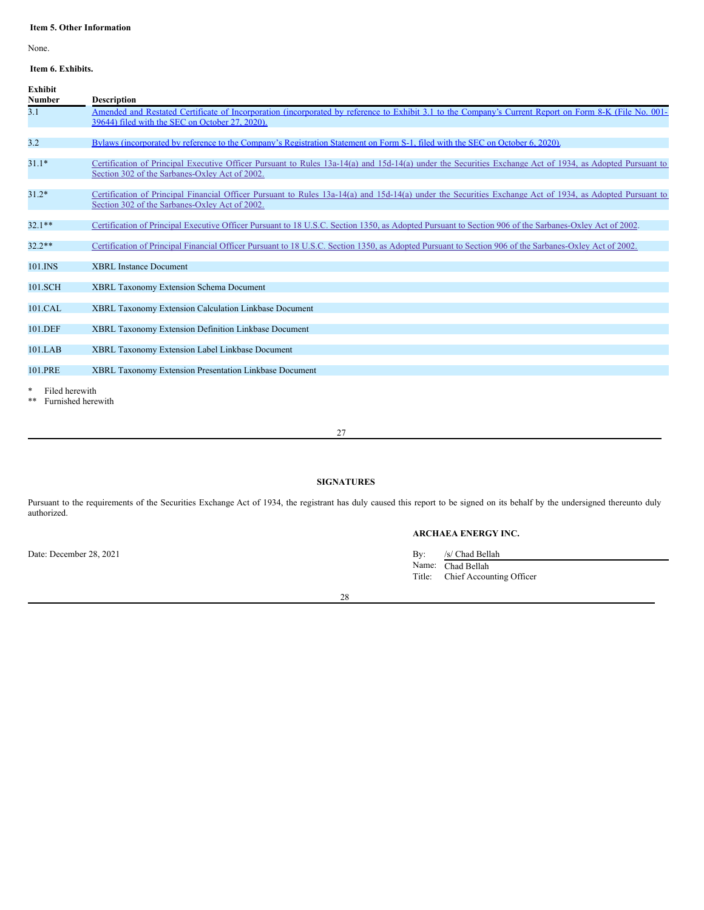**Item 5. Other Information**

None.

**Item 6. Exhibits.**

| Exhibit Number | Description |
|---|---|
| 3.1 | Amended and Restated Certificate of Incorporation (incorporated by reference to Exhibit 3.1 to the Company's Current Report on Form 8-K (File No. 001-39644) filed with the SEC on October 27, 2020). |
| 3.2 | Bylaws (incorporated by reference to the Company's Registration Statement on Form S-1, filed with the SEC on October 6, 2020). |
| 31.1* | Certification of Principal Executive Officer Pursuant to Rules 13a-14(a) and 15d-14(a) under the Securities Exchange Act of 1934, as Adopted Pursuant to Section 302 of the Sarbanes-Oxley Act of 2002. |
| 31.2* | Certification of Principal Financial Officer Pursuant to Rules 13a-14(a) and 15d-14(a) under the Securities Exchange Act of 1934, as Adopted Pursuant to Section 302 of the Sarbanes-Oxley Act of 2002. |
| 32.1** | Certification of Principal Executive Officer Pursuant to 18 U.S.C. Section 1350, as Adopted Pursuant to Section 906 of the Sarbanes-Oxley Act of 2002. |
| 32.2** | Certification of Principal Financial Officer Pursuant to 18 U.S.C. Section 1350, as Adopted Pursuant to Section 906 of the Sarbanes-Oxley Act of 2002. |
| 101.INS | XBRL Instance Document |
| 101.SCH | XBRL Taxonomy Extension Schema Document |
| 101.CAL | XBRL Taxonomy Extension Calculation Linkbase Document |
| 101.DEF | XBRL Taxonomy Extension Definition Linkbase Document |
| 101.LAB | XBRL Taxonomy Extension Label Linkbase Document |
| 101.PRE | XBRL Taxonomy Extension Presentation Linkbase Document |

\* Filed herewith

\*\* Furnished herewith

**SIGNATURES**

Pursuant to the requirements of the Securities Exchange Act of 1934, the registrant has duly caused this report to be signed on its behalf by the undersigned thereunto duly authorized.

**ARCHAEA ENERGY INC.**

Date: December 28, 2021

By: /s/ Chad Bellah
Name: Chad Bellah
Title: Chief Accounting Officer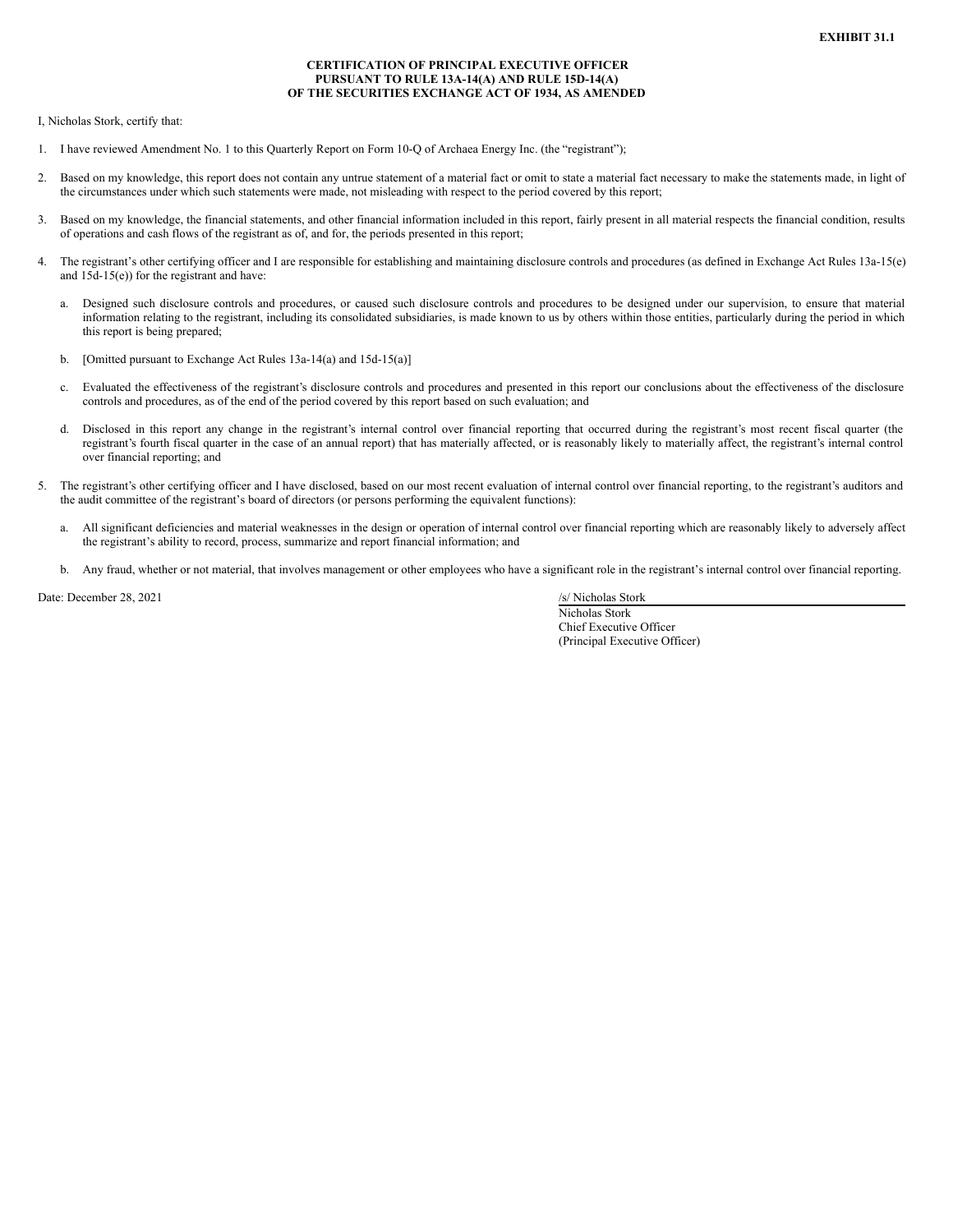**EXHIBIT 31.1**

**CERTIFICATION OF PRINCIPAL EXECUTIVE OFFICER PURSUANT TO RULE 13A-14(A) AND RULE 15D-14(A) OF THE SECURITIES EXCHANGE ACT OF 1934, AS AMENDED**

I, Nicholas Stork, certify that:

1. I have reviewed Amendment No. 1 to this Quarterly Report on Form 10-Q of Archaea Energy Inc. (the "registrant");

2. Based on my knowledge, this report does not contain any untrue statement of a material fact or omit to state a material fact necessary to make the statements made, in light of the circumstances under which such statements were made, not misleading with respect to the period covered by this report;

3. Based on my knowledge, the financial statements, and other financial information included in this report, fairly present in all material respects the financial condition, results of operations and cash flows of the registrant as of, and for, the periods presented in this report;

4. The registrant's other certifying officer and I are responsible for establishing and maintaining disclosure controls and procedures (as defined in Exchange Act Rules 13a-15(e) and 15d-15(e)) for the registrant and have:

   a. Designed such disclosure controls and procedures, or caused such disclosure controls and procedures to be designed under our supervision, to ensure that material information relating to the registrant, including its consolidated subsidiaries, is made known to us by others within those entities, particularly during the period in which this report is being prepared;

   b. [Omitted pursuant to Exchange Act Rules 13a-14(a) and 15d-15(a)]

   c. Evaluated the effectiveness of the registrant's disclosure controls and procedures and presented in this report our conclusions about the effectiveness of the disclosure controls and procedures, as of the end of the period covered by this report based on such evaluation; and

   d. Disclosed in this report any change in the registrant's internal control over financial reporting that occurred during the registrant's most recent fiscal quarter (the registrant's fourth fiscal quarter in the case of an annual report) that has materially affected, or is reasonably likely to materially affect, the registrant's internal control over financial reporting; and

5. The registrant's other certifying officer and I have disclosed, based on our most recent evaluation of internal control over financial reporting, to the registrant's auditors and the audit committee of the registrant's board of directors (or persons performing the equivalent functions):

   a. All significant deficiencies and material weaknesses in the design or operation of internal control over financial reporting which are reasonably likely to adversely affect the registrant's ability to record, process, summarize and report financial information; and

   b. Any fraud, whether or not material, that involves management or other employees who have a significant role in the registrant's internal control over financial reporting.

Date: December 28, 2021

/s/ Nicholas Stork

Nicholas Stork
Chief Executive Officer
(Principal Executive Officer)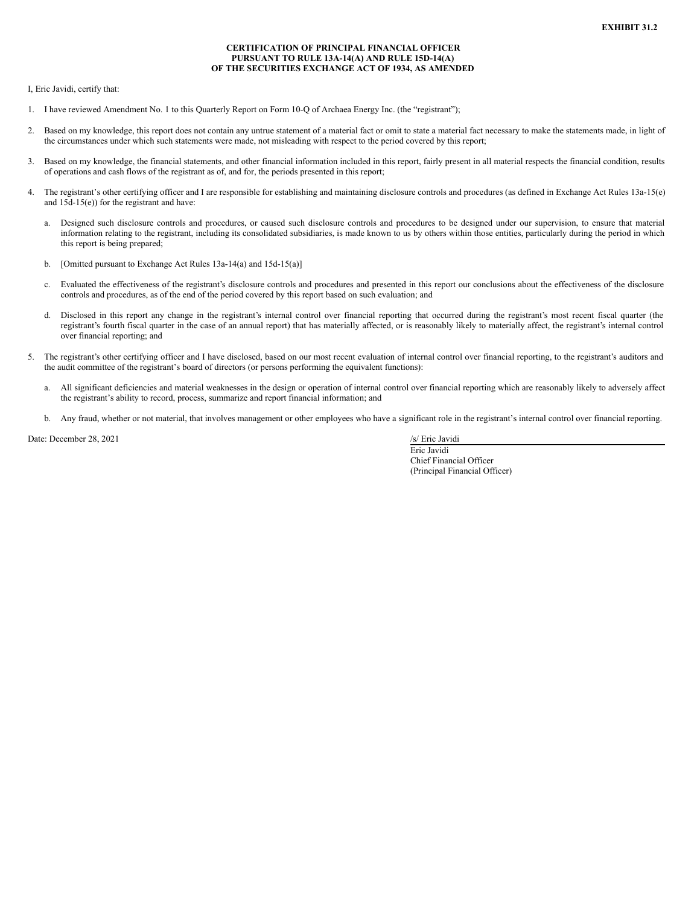**EXHIBIT 31.2**

**CERTIFICATION OF PRINCIPAL FINANCIAL OFFICER PURSUANT TO RULE 13A-14(A) AND RULE 15D-14(A) OF THE SECURITIES EXCHANGE ACT OF 1934, AS AMENDED**

I, Eric Javidi, certify that:

1. I have reviewed Amendment No. 1 to this Quarterly Report on Form 10-Q of Archaea Energy Inc. (the "registrant");

2. Based on my knowledge, this report does not contain any untrue statement of a material fact or omit to state a material fact necessary to make the statements made, in light of the circumstances under which such statements were made, not misleading with respect to the period covered by this report;

3. Based on my knowledge, the financial statements, and other financial information included in this report, fairly present in all material respects the financial condition, results of operations and cash flows of the registrant as of, and for, the periods presented in this report;

4. The registrant's other certifying officer and I are responsible for establishing and maintaining disclosure controls and procedures (as defined in Exchange Act Rules 13a-15(e) and 15d-15(e)) for the registrant and have:

   a. Designed such disclosure controls and procedures, or caused such disclosure controls and procedures to be designed under our supervision, to ensure that material information relating to the registrant, including its consolidated subsidiaries, is made known to us by others within those entities, particularly during the period in which this report is being prepared;

   b. [Omitted pursuant to Exchange Act Rules 13a-14(a) and 15d-15(a)]

   c. Evaluated the effectiveness of the registrant's disclosure controls and procedures and presented in this report our conclusions about the effectiveness of the disclosure controls and procedures, as of the end of the period covered by this report based on such evaluation; and

   d. Disclosed in this report any change in the registrant's internal control over financial reporting that occurred during the registrant's most recent fiscal quarter (the registrant's fourth fiscal quarter in the case of an annual report) that has materially affected, or is reasonably likely to materially affect, the registrant's internal control over financial reporting; and

5. The registrant's other certifying officer and I have disclosed, based on our most recent evaluation of internal control over financial reporting, to the registrant's auditors and the audit committee of the registrant's board of directors (or persons performing the equivalent functions):

   a. All significant deficiencies and material weaknesses in the design or operation of internal control over financial reporting which are reasonably likely to adversely affect the registrant's ability to record, process, summarize and report financial information; and

   b. Any fraud, whether or not material, that involves management or other employees who have a significant role in the registrant's internal control over financial reporting.

Date: December 28, 2021

/s/ Eric Javidi
Eric Javidi
Chief Financial Officer
(Principal Financial Officer)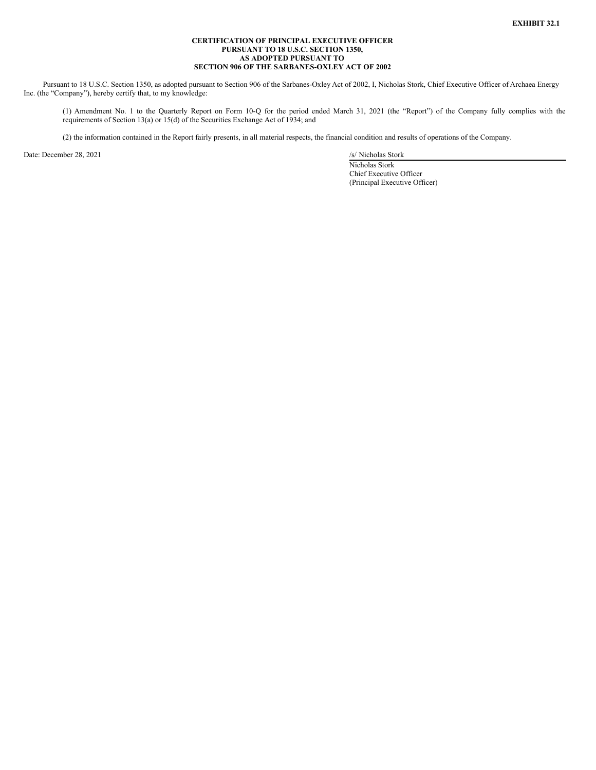**EXHIBIT 32.1**

**CERTIFICATION OF PRINCIPAL EXECUTIVE OFFICER PURSUANT TO 18 U.S.C. SECTION 1350, AS ADOPTED PURSUANT TO SECTION 906 OF THE SARBANES-OXLEY ACT OF 2002**

Pursuant to 18 U.S.C. Section 1350, as adopted pursuant to Section 906 of the Sarbanes-Oxley Act of 2002, I, Nicholas Stork, Chief Executive Officer of Archaea Energy Inc. (the "Company"), hereby certify that, to my knowledge:

(1) Amendment No. 1 to the Quarterly Report on Form 10-Q for the period ended March 31, 2021 (the "Report") of the Company fully complies with the requirements of Section 13(a) or 15(d) of the Securities Exchange Act of 1934; and

(2) the information contained in the Report fairly presents, in all material respects, the financial condition and results of operations of the Company.

Date: December 28, 2021

/s/ Nicholas Stork
Nicholas Stork
Chief Executive Officer
(Principal Executive Officer)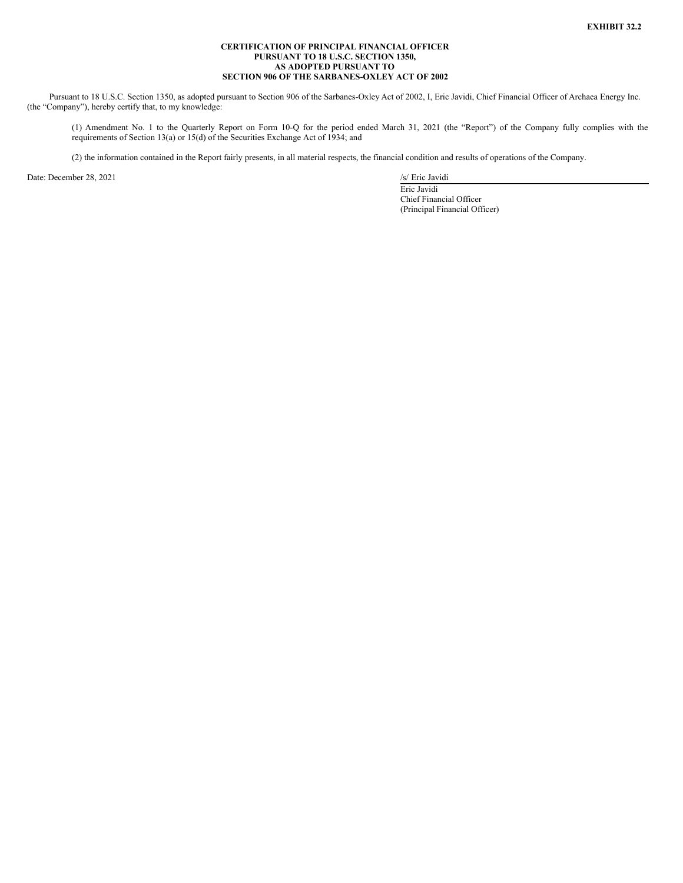**EXHIBIT 32.2**

**CERTIFICATION OF PRINCIPAL FINANCIAL OFFICER
PURSUANT TO 18 U.S.C. SECTION 1350,
AS ADOPTED PURSUANT TO
SECTION 906 OF THE SARBANES-OXLEY ACT OF 2002**

Pursuant to 18 U.S.C. Section 1350, as adopted pursuant to Section 906 of the Sarbanes-Oxley Act of 2002, I, Eric Javidi, Chief Financial Officer of Archaea Energy Inc. (the "Company"), hereby certify that, to my knowledge:

(1) Amendment No. 1 to the Quarterly Report on Form 10-Q for the period ended March 31, 2021 (the "Report") of the Company fully complies with the requirements of Section 13(a) or 15(d) of the Securities Exchange Act of 1934; and

(2) the information contained in the Report fairly presents, in all material respects, the financial condition and results of operations of the Company.

Date: December 28, 2021

/s/ Eric Javidi
Eric Javidi
Chief Financial Officer
(Principal Financial Officer)